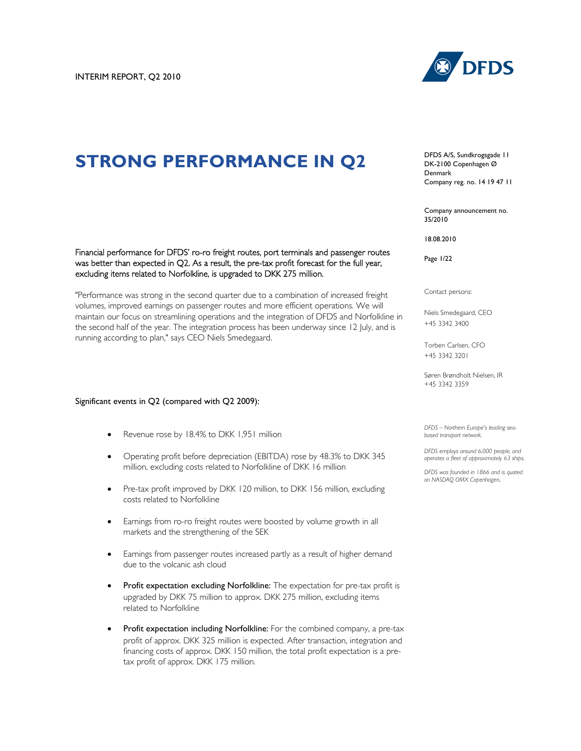INTERIM REPORT, Q2 2010

# STRONG PERFORMANCE IN Q2

DFDS A/S, Sundkrogsgade 11
DK-2100 Copenhagen Ø
Denmark
Company reg. no. 14 19 47 11

Company announcement no. 35/2010

18.08.2010

Contact persons:

Niels Smedegaard, CEO
+45 3342 3400

Torben Carlsen, CFO
+45 3342 3201

Søren Brøndholt Nielsen, IR
+45 3342 3359

*DFDS – Northern Europe's leading sea-based transport network.*

*DFDS employs around 6,000 people, and operates a fleet of approximately 63 ships.*

*DFDS was founded in 1866 and is quoted on NASDAQ OMX Copenhagen.*

Financial performance for DFDS' ro-ro freight routes, port terminals and passenger routes was better than expected in Q2. As a result, the pre-tax profit forecast for the full year, excluding items related to Norfolkline, is upgraded to DKK 275 million.

"Performance was strong in the second quarter due to a combination of increased freight volumes, improved earnings on passenger routes and more efficient operations. We will maintain our focus on streamlining operations and the integration of DFDS and Norfolkline in the second half of the year. The integration process has been underway since 12 July, and is running according to plan," says CEO Niels Smedegaard.

Significant events in Q2 (compared with Q2 2009):

- Revenue rose by 18.4% to DKK 1,951 million
- Operating profit before depreciation (EBITDA) rose by 48.3% to DKK 345 million, excluding costs related to Norfolkline of DKK 16 million
- Pre-tax profit improved by DKK 120 million, to DKK 156 million, excluding costs related to Norfolkline
- Earnings from ro-ro freight routes were boosted by volume growth in all markets and the strengthening of the SEK
- Earnings from passenger routes increased partly as a result of higher demand due to the volcanic ash cloud
- **Profit expectation excluding Norfolkline:** The expectation for pre-tax profit is upgraded by DKK 75 million to approx. DKK 275 million, excluding items related to Norfolkline
- **Profit expectation including Norfolkline:** For the combined company, a pre-tax profit of approx. DKK 325 million is expected. After transaction, integration and financing costs of approx. DKK 150 million, the total profit expectation is a pre-tax profit of approx. DKK 175 million.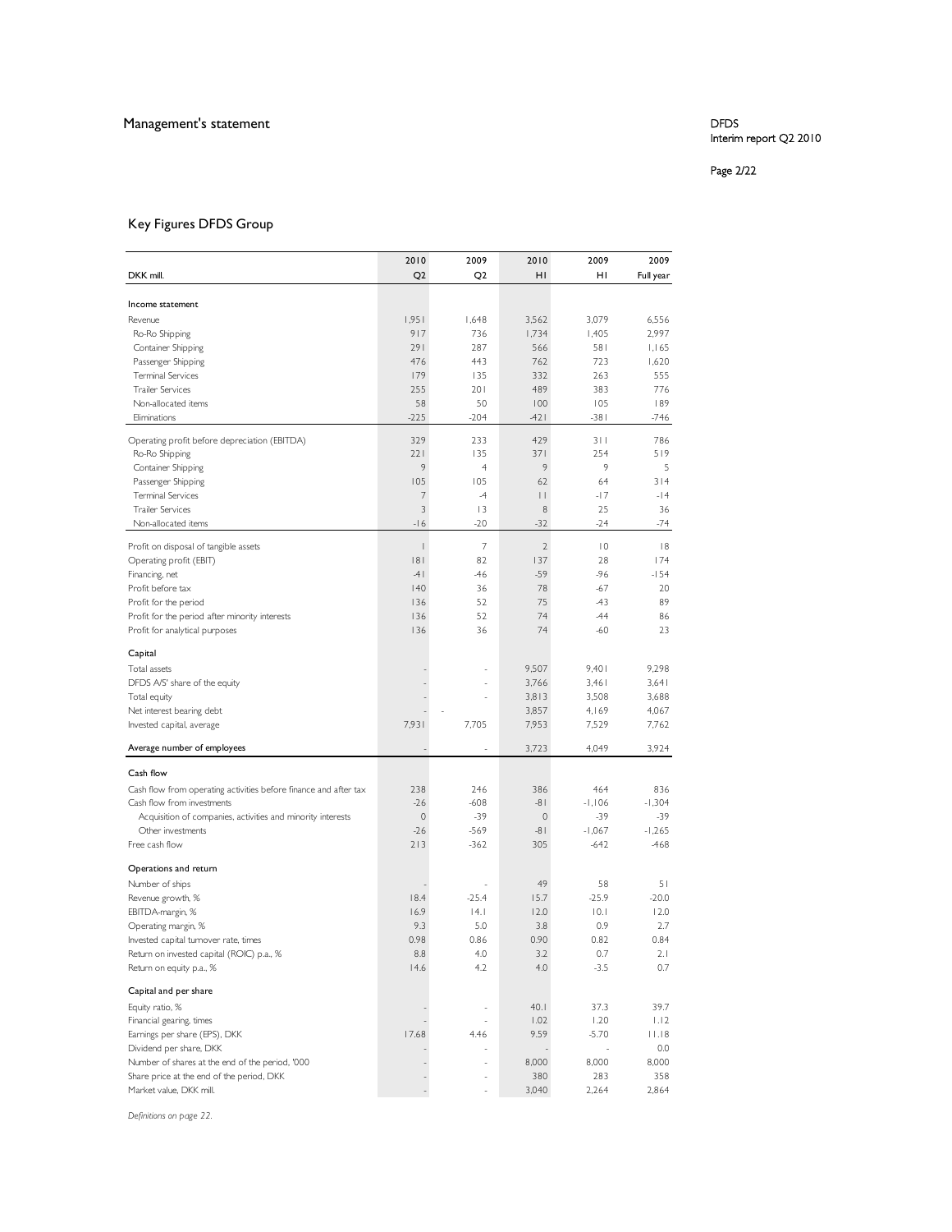## Management's statement

# Key Figures DFDS Group

| DKK mill. | 2010 Q2 | 2009 Q2 | 2010 H1 | 2009 H1 | 2009 Full year |
|---|---|---|---|---|---|
| **Income statement** | | | | | |
| Revenue | 1,951 | 1,648 | 3,562 | 3,079 | 6,556 |
| Ro-Ro Shipping | 917 | 736 | 1,734 | 1,405 | 2,997 |
| Container Shipping | 291 | 287 | 566 | 581 | 1,165 |
| Passenger Shipping | 476 | 443 | 762 | 723 | 1,620 |
| Terminal Services | 179 | 135 | 332 | 263 | 555 |
| Trailer Services | 255 | 201 | 489 | 383 | 776 |
| Non-allocated items | 58 | 50 | 100 | 105 | 189 |
| Eliminations | -225 | -204 | -421 | -381 | -746 |
| Operating profit before depreciation (EBITDA) | 329 | 233 | 429 | 311 | 786 |
| Ro-Ro Shipping | 221 | 135 | 371 | 254 | 519 |
| Container Shipping | 9 | 4 | 9 | 9 | 5 |
| Passenger Shipping | 105 | 105 | 62 | 64 | 314 |
| Terminal Services | 7 | -4 | 11 | -17 | -14 |
| Trailer Services | 3 | 13 | 8 | 25 | 36 |
| Non-allocated items | -16 | -20 | -32 | -24 | -74 |
| Profit on disposal of tangible assets | 1 | 7 | 2 | 10 | 18 |
| Operating profit (EBIT) | 181 | 82 | 137 | 28 | 174 |
| Financing, net | -41 | -46 | -59 | -96 | -154 |
| Profit before tax | 140 | 36 | 78 | -67 | 20 |
| Profit for the period | 136 | 52 | 75 | -43 | 89 |
| Profit for the period after minority interests | 136 | 52 | 74 | -44 | 86 |
| Profit for analytical purposes | 136 | 36 | 74 | -60 | 23 |
| **Capital** | | | | | |
| Total assets | - | - | 9,507 | 9,401 | 9,298 |
| DFDS A/S' share of the equity | - | - | 3,766 | 3,461 | 3,641 |
| Total equity | - | - | 3,813 | 3,508 | 3,688 |
| Net interest bearing debt | - | - | 3,857 | 4,169 | 4,067 |
| Invested capital, average | 7,931 | 7,705 | 7,953 | 7,529 | 7,762 |
| Average number of employees | - | - | 3,723 | 4,049 | 3,924 |
| **Cash flow** | | | | | |
| Cash flow from operating activities before finance and after tax | 238 | 246 | 386 | 464 | 836 |
| Cash flow from investments | -26 | -608 | -81 | -1,106 | -1,304 |
| Acquisition of companies, activities and minority interests | 0 | -39 | 0 | -39 | -39 |
| Other investments | -26 | -569 | -81 | -1,067 | -1,265 |
| Free cash flow | 213 | -362 | 305 | -642 | -468 |
| **Operations and return** | | | | | |
| Number of ships | - | - | 49 | 58 | 51 |
| Revenue growth, % | 18.4 | -25.4 | 15.7 | -25.9 | -20.0 |
| EBITDA-margin, % | 16.9 | 14.1 | 12.0 | 10.1 | 12.0 |
| Operating margin, % | 9.3 | 5.0 | 3.8 | 0.9 | 2.7 |
| Invested capital turnover rate, times | 0.98 | 0.86 | 0.90 | 0.82 | 0.84 |
| Return on invested capital (ROIC) p.a., % | 8.8 | 4.0 | 3.2 | 0.7 | 2.1 |
| Return on equity p.a., % | 14.6 | 4.2 | 4.0 | -3.5 | 0.7 |
| **Capital and per share** | | | | | |
| Equity ratio, % | - | - | 40.1 | 37.3 | 39.7 |
| Financial gearing, times | - | - | 1.02 | 1.20 | 1.12 |
| Earnings per share (EPS), DKK | 17.68 | 4.46 | 9.59 | -5.70 | 11.18 |
| Dividend per share, DKK | - | - | - | - | 0.0 |
| Number of shares at the end of the period, '000 | - | - | 8,000 | 8,000 | 8,000 |
| Share price at the end of the period, DKK | - | - | 380 | 283 | 358 |
| Market value, DKK mill. | - | - | 3,040 | 2,264 | 2,864 |

*Definitions on page 22.*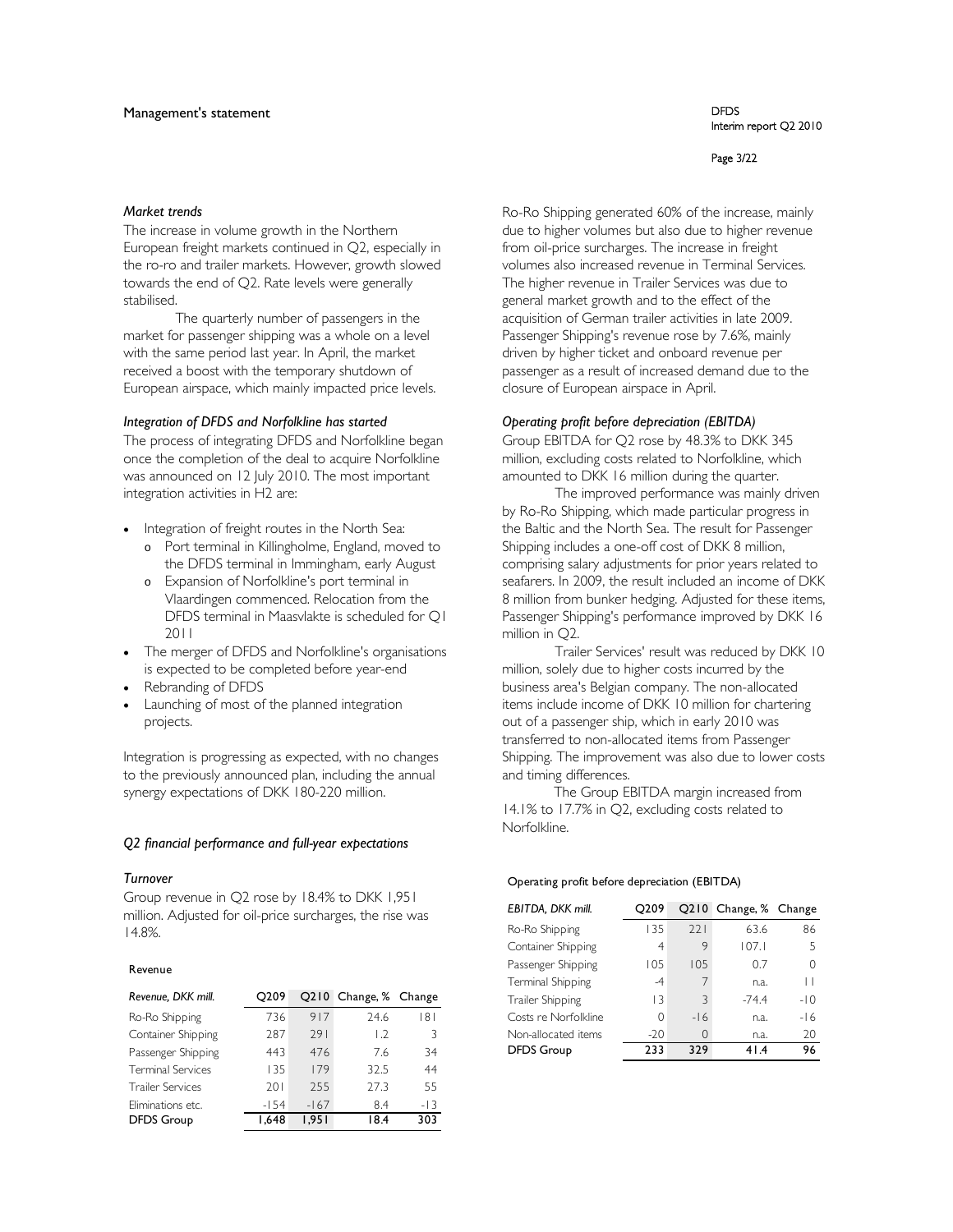## Management's statement

### *Market trends*

The increase in volume growth in the Northern European freight markets continued in Q2, especially in the ro-ro and trailer markets. However, growth slowed towards the end of Q2. Rate levels were generally stabilised.

The quarterly number of passengers in the market for passenger shipping was a whole on a level with the same period last year. In April, the market received a boost with the temporary shutdown of European airspace, which mainly impacted price levels.

### *Integration of DFDS and Norfolkline has started*

The process of integrating DFDS and Norfolkline began once the completion of the deal to acquire Norfolkline was announced on 12 July 2010. The most important integration activities in H2 are:

- Integration of freight routes in the North Sea:
  - Port terminal in Killingholme, England, moved to the DFDS terminal in Immingham, early August
  - Expansion of Norfolkline's port terminal in Vlaardingen commenced. Relocation from the DFDS terminal in Maasvlakte is scheduled for Q1 2011
- The merger of DFDS and Norfolkline's organisations is expected to be completed before year-end
- Rebranding of DFDS
- Launching of most of the planned integration projects.

Integration is progressing as expected, with no changes to the previously announced plan, including the annual synergy expectations of DKK 180-220 million.

### *Q2 financial performance and full-year expectations*

### *Turnover*

Group revenue in Q2 rose by 18.4% to DKK 1,951 million. Adjusted for oil-price surcharges, the rise was 14.8%.

Revenue

| *Revenue, DKK mill.* | Q209 | Q210 | Change, % | Change |
|---|---|---|---|---|
| Ro-Ro Shipping | 736 | 917 | 24.6 | 181 |
| Container Shipping | 287 | 291 | 1.2 | 3 |
| Passenger Shipping | 443 | 476 | 7.6 | 34 |
| Terminal Services | 135 | 179 | 32.5 | 44 |
| Trailer Services | 201 | 255 | 27.3 | 55 |
| Eliminations etc. | -154 | -167 | 8.4 | -13 |
| **DFDS Group** | **1,648** | **1,951** | **18.4** | **303** |

Ro-Ro Shipping generated 60% of the increase, mainly due to higher volumes but also due to higher revenue from oil-price surcharges. The increase in freight volumes also increased revenue in Terminal Services. The higher revenue in Trailer Services was due to general market growth and to the effect of the acquisition of German trailer activities in late 2009. Passenger Shipping's revenue rose by 7.6%, mainly driven by higher ticket and onboard revenue per passenger as a result of increased demand due to the closure of European airspace in April.

### *Operating profit before depreciation (EBITDA)*

Group EBITDA for Q2 rose by 48.3% to DKK 345 million, excluding costs related to Norfolkline, which amounted to DKK 16 million during the quarter.

The improved performance was mainly driven by Ro-Ro Shipping, which made particular progress in the Baltic and the North Sea. The result for Passenger Shipping includes a one-off cost of DKK 8 million, comprising salary adjustments for prior years related to seafarers. In 2009, the result included an income of DKK 8 million from bunker hedging. Adjusted for these items, Passenger Shipping's performance improved by DKK 16 million in Q2.

Trailer Services' result was reduced by DKK 10 million, solely due to higher costs incurred by the business area's Belgian company. The non-allocated items include income of DKK 10 million for chartering out of a passenger ship, which in early 2010 was transferred to non-allocated items from Passenger Shipping. The improvement was also due to lower costs and timing differences.

The Group EBITDA margin increased from 14.1% to 17.7% in Q2, excluding costs related to Norfolkline.

Operating profit before depreciation (EBITDA)

| *EBITDA, DKK mill.* | Q209 | Q210 | Change, % | Change |
|---|---|---|---|---|
| Ro-Ro Shipping | 135 | 221 | 63.6 | 86 |
| Container Shipping | 4 | 9 | 107.1 | 5 |
| Passenger Shipping | 105 | 105 | 0.7 | 0 |
| Terminal Shipping | -4 | 7 | n.a. | 11 |
| Trailer Shipping | 13 | 3 | -74.4 | -10 |
| Costs re Norfolkline | 0 | -16 | n.a. | -16 |
| Non-allocated items | -20 | 0 | n.a. | 20 |
| **DFDS Group** | **233** | **329** | **41.4** | **96** |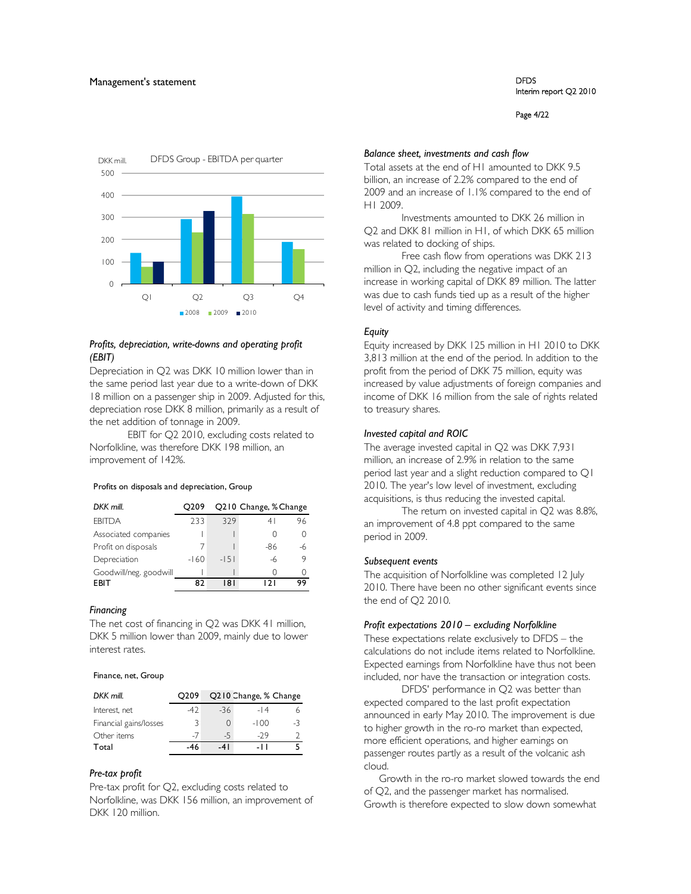DFDS Group - EBITDA per quarter

DKK mill.

### Profits, depreciation, write-downs and operating profit (EBIT)

Depreciation in Q2 was DKK 10 million lower than in the same period last year due to a write-down of DKK 18 million on a passenger ship in 2009. Adjusted for this, depreciation rose DKK 8 million, primarily as a result of the net addition of tonnage in 2009.

EBIT for Q2 2010, excluding costs related to Norfolkline, was therefore DKK 198 million, an improvement of 142%.

Profits on disposals and depreciation, Group

| DKK mill. | Q209 | Q210 | Change, | % Change |
|---|---|---|---|---|
| EBITDA | 233 | 329 | 41 | 96 |
| Associated companies | 1 | 1 | 0 | 0 |
| Profit on disposals | 7 | 1 | -86 | -6 |
| Depreciation | -160 | -151 | -6 | 9 |
| Goodwill/neg. goodwill | 1 | 1 | 0 | 0 |
| **EBIT** | **82** | **181** | **121** | **99** |

### Financing

The net cost of financing in Q2 was DKK 41 million, DKK 5 million lower than 2009, mainly due to lower interest rates.

Finance, net, Group

| DKK mill. | Q209 | Q210 | Change, % | Change |
|---|---|---|---|---|
| Interest, net | -42 | -36 | -14 | 6 |
| Financial gains/losses | 3 | 0 | -100 | -3 |
| Other items | -7 | -5 | -29 | 2 |
| **Total** | **-46** | **-41** | **-11** | **5** |

### Pre-tax profit

Pre-tax profit for Q2, excluding costs related to Norfolkline, was DKK 156 million, an improvement of DKK 120 million.

### Balance sheet, investments and cash flow

Total assets at the end of H1 amounted to DKK 9.5 billion, an increase of 2.2% compared to the end of 2009 and an increase of 1.1% compared to the end of H1 2009.

Investments amounted to DKK 26 million in Q2 and DKK 81 million in H1, of which DKK 65 million was related to docking of ships.

Free cash flow from operations was DKK 213 million in Q2, including the negative impact of an increase in working capital of DKK 89 million. The latter was due to cash funds tied up as a result of the higher level of activity and timing differences.

### Equity

Equity increased by DKK 125 million in H1 2010 to DKK 3,813 million at the end of the period. In addition to the profit from the period of DKK 75 million, equity was increased by value adjustments of foreign companies and income of DKK 16 million from the sale of rights related to treasury shares.

### Invested capital and ROIC

The average invested capital in Q2 was DKK 7,931 million, an increase of 2.9% in relation to the same period last year and a slight reduction compared to Q1 2010. The year's low level of investment, excluding acquisitions, is thus reducing the invested capital.

The return on invested capital in Q2 was 8.8%, an improvement of 4.8 ppt compared to the same period in 2009.

### Subsequent events

The acquisition of Norfolkline was completed 12 July 2010. There have been no other significant events since the end of Q2 2010.

### Profit expectations 2010 – excluding Norfolkline

These expectations relate exclusively to DFDS – the calculations do not include items related to Norfolkline. Expected earnings from Norfolkline have thus not been included, nor have the transaction or integration costs.

DFDS' performance in Q2 was better than expected compared to the last profit expectation announced in early May 2010. The improvement is due to higher growth in the ro-ro market than expected, more efficient operations, and higher earnings on passenger routes partly as a result of the volcanic ash cloud.

Growth in the ro-ro market slowed towards the end of Q2, and the passenger market has normalised. Growth is therefore expected to slow down somewhat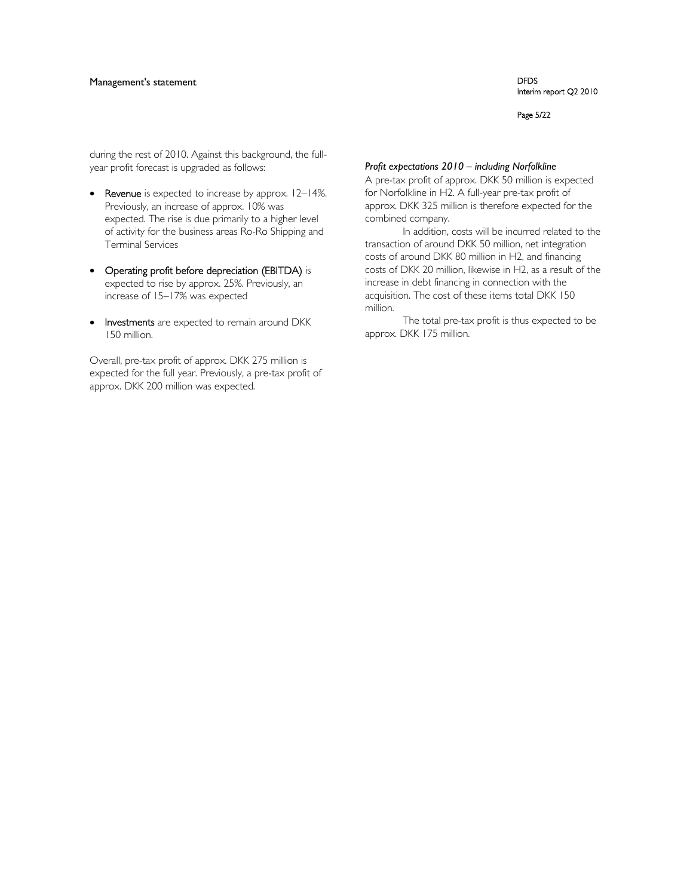during the rest of 2010. Against this background, the full-year profit forecast is upgraded as follows:

- **Revenue** is expected to increase by approx. 12–14%. Previously, an increase of approx. 10% was expected. The rise is due primarily to a higher level of activity for the business areas Ro-Ro Shipping and Terminal Services

- **Operating profit before depreciation (EBITDA)** is expected to rise by approx. 25%. Previously, an increase of 15–17% was expected

- **Investments** are expected to remain around DKK 150 million.

Overall, pre-tax profit of approx. DKK 275 million is expected for the full year. Previously, a pre-tax profit of approx. DKK 200 million was expected.

***Profit expectations 2010 – including Norfolkline***

A pre-tax profit of approx. DKK 50 million is expected for Norfolkline in H2. A full-year pre-tax profit of approx. DKK 325 million is therefore expected for the combined company.

In addition, costs will be incurred related to the transaction of around DKK 50 million, net integration costs of around DKK 80 million in H2, and financing costs of DKK 20 million, likewise in H2, as a result of the increase in debt financing in connection with the acquisition. The cost of these items total DKK 150 million.

The total pre-tax profit is thus expected to be approx. DKK 175 million.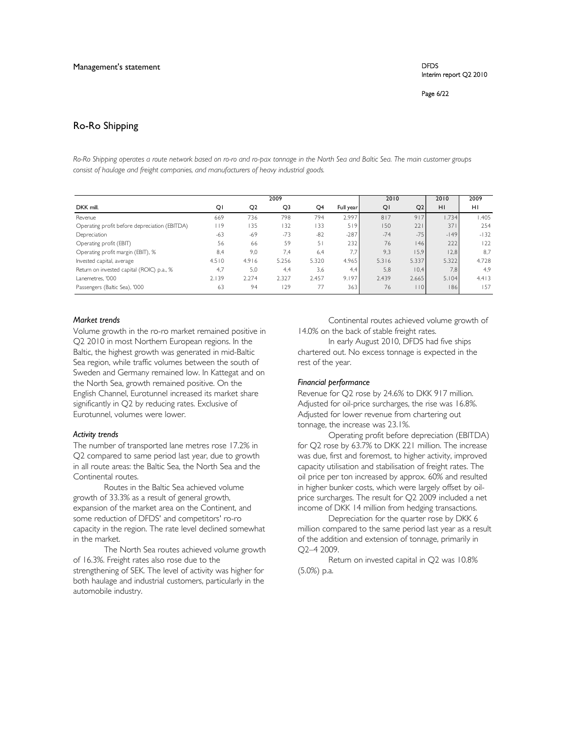## Ro-Ro Shipping

*Ro-Ro Shipping operates a route network based on ro-ro and ro-pax tonnage in the North Sea and Baltic Sea. The main customer groups consist of haulage and freight companies, and manufacturers of heavy industrial goods.*

| | 2009 | | | | | 2010 | | 2010 | 2009 |
|---|---|---|---|---|---|---|---|---|---|
| DKK mill. | Q1 | Q2 | Q3 | Q4 | Full year | Q1 | Q2 | H1 | H1 |
| Revenue | 669 | 736 | 798 | 794 | 2.997 | 817 | 917 | 1.734 | 1.405 |
| Operating profit before depreciation (EBITDA) | 119 | 135 | 132 | 133 | 519 | 150 | 221 | 371 | 254 |
| Depreciation | -63 | -69 | -73 | -82 | -287 | -74 | -75 | -149 | -132 |
| Operating profit (EBIT) | 56 | 66 | 59 | 51 | 232 | 76 | 146 | 222 | 122 |
| Operating profit margin (EBIT), % | 8,4 | 9,0 | 7,4 | 6,4 | 7,7 | 9,3 | 15,9 | 12,8 | 8,7 |
| Invested capital, average | 4.510 | 4.916 | 5.256 | 5.320 | 4.965 | 5.316 | 5.337 | 5.322 | 4.728 |
| Return on invested capital (ROIC) p.a., % | 4,7 | 5,0 | 4,4 | 3,6 | 4,4 | 5,8 | 10,4 | 7,8 | 4,9 |
| Lanemetres, '000 | 2.139 | 2.274 | 2.327 | 2.457 | 9.197 | 2.439 | 2.665 | 5.104 | 4.413 |
| Passengers (Baltic Sea), '000 | 63 | 94 | 129 | 77 | 363 | 76 | 110 | 186 | 157 |

### *Market trends*

Volume growth in the ro-ro market remained positive in Q2 2010 in most Northern European regions. In the Baltic, the highest growth was generated in mid-Baltic Sea region, while traffic volumes between the south of Sweden and Germany remained low. In Kattegat and on the North Sea, growth remained positive. On the English Channel, Eurotunnel increased its market share significantly in Q2 by reducing rates. Exclusive of Eurotunnel, volumes were lower.

### *Activity trends*

The number of transported lane metres rose 17.2% in Q2 compared to same period last year, due to growth in all route areas: the Baltic Sea, the North Sea and the Continental routes.

Routes in the Baltic Sea achieved volume growth of 33.3% as a result of general growth, expansion of the market area on the Continent, and some reduction of DFDS' and competitors' ro-ro capacity in the region. The rate level declined somewhat in the market.

The North Sea routes achieved volume growth of 16.3%. Freight rates also rose due to the strengthening of SEK. The level of activity was higher for both haulage and industrial customers, particularly in the automobile industry.

Continental routes achieved volume growth of 14.0% on the back of stable freight rates.

In early August 2010, DFDS had five ships chartered out. No excess tonnage is expected in the rest of the year.

### *Financial performance*

Revenue for Q2 rose by 24.6% to DKK 917 million. Adjusted for oil-price surcharges, the rise was 16.8%. Adjusted for lower revenue from chartering out tonnage, the increase was 23.1%.

Operating profit before depreciation (EBITDA) for Q2 rose by 63.7% to DKK 221 million. The increase was due, first and foremost, to higher activity, improved capacity utilisation and stabilisation of freight rates. The oil price per ton increased by approx. 60% and resulted in higher bunker costs, which were largely offset by oil-price surcharges. The result for Q2 2009 included a net income of DKK 14 million from hedging transactions.

Depreciation for the quarter rose by DKK 6 million compared to the same period last year as a result of the addition and extension of tonnage, primarily in Q2–4 2009.

Return on invested capital in Q2 was 10.8% (5.0%) p.a.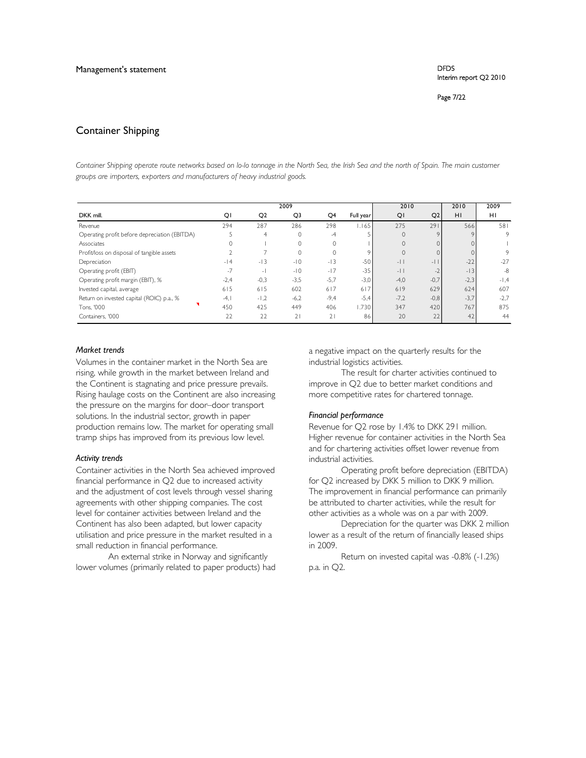## Container Shipping

*Container Shipping operate route networks based on lo-lo tonnage in the North Sea, the Irish Sea and the north of Spain. The main customer groups are importers, exporters and manufacturers of heavy industrial goods.*

| DKK mill. | 2009 Q1 | Q2 | Q3 | Q4 | Full year | 2010 Q1 | Q2 | 2010 H1 | 2009 H1 |
|---|---|---|---|---|---|---|---|---|---|
| Revenue | 294 | 287 | 286 | 298 | 1.165 | 275 | 291 | 566 | 581 |
| Operating profit before depreciation (EBITDA) | 5 | 4 | 0 | -4 | 5 | 0 | 9 | 9 | 9 |
| Associates | 0 | 1 | 0 | 0 | 1 | 0 | 0 | 0 | 1 |
| Profit/loss on disposal of tangible assets | 2 | 7 | 0 | 0 | 9 | 0 | 0 | 0 | 9 |
| Depreciation | -14 | -13 | -10 | -13 | -50 | -11 | -11 | -22 | -27 |
| Operating profit (EBIT) | -7 | -1 | -10 | -17 | -35 | -11 | -2 | -13 | -8 |
| Operating profit margin (EBIT), % | -2,4 | -0,3 | -3,5 | -5,7 | -3,0 | -4,0 | -0,7 | -2,3 | -1,4 |
| Invested capital, average | 615 | 615 | 602 | 617 | 617 | 619 | 629 | 624 | 607 |
| Return on invested capital (ROIC) p.a., % | -4,1 | -1,2 | -6,2 | -9,4 | -5,4 | -7,2 | -0,8 | -3,7 | -2,7 |
| Tons, '000 | 450 | 425 | 449 | 406 | 1.730 | 347 | 420 | 767 | 875 |
| Containers, '000 | 22 | 22 | 21 | 21 | 86 | 20 | 22 | 42 | 44 |

### *Market trends*

Volumes in the container market in the North Sea are rising, while growth in the market between Ireland and the Continent is stagnating and price pressure prevails. Rising haulage costs on the Continent are also increasing the pressure on the margins for door–door transport solutions. In the industrial sector, growth in paper production remains low. The market for operating small tramp ships has improved from its previous low level.

### *Activity trends*

Container activities in the North Sea achieved improved financial performance in Q2 due to increased activity and the adjustment of cost levels through vessel sharing agreements with other shipping companies. The cost level for container activities between Ireland and the Continent has also been adapted, but lower capacity utilisation and price pressure in the market resulted in a small reduction in financial performance.

An external strike in Norway and significantly lower volumes (primarily related to paper products) had a negative impact on the quarterly results for the industrial logistics activities.

The result for charter activities continued to improve in Q2 due to better market conditions and more competitive rates for chartered tonnage.

### *Financial performance*

Revenue for Q2 rose by 1.4% to DKK 291 million. Higher revenue for container activities in the North Sea and for chartering activities offset lower revenue from industrial activities.

Operating profit before depreciation (EBITDA) for Q2 increased by DKK 5 million to DKK 9 million. The improvement in financial performance can primarily be attributed to charter activities, while the result for other activities as a whole was on a par with 2009.

Depreciation for the quarter was DKK 2 million lower as a result of the return of financially leased ships in 2009.

Return on invested capital was -0.8% (-1.2%) p.a. in Q2.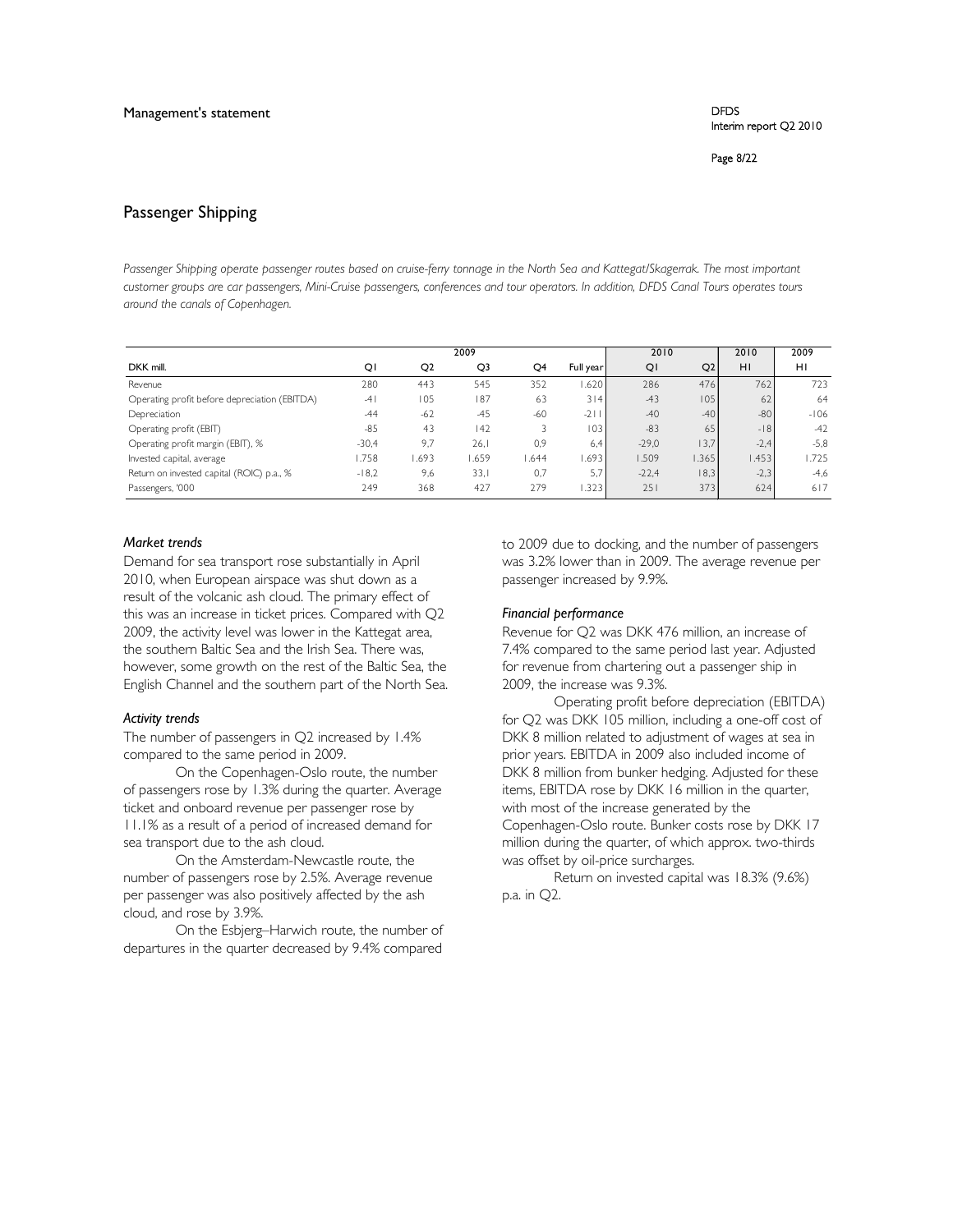## Passenger Shipping

*Passenger Shipping operate passenger routes based on cruise-ferry tonnage in the North Sea and Kattegat/Skagerrak. The most important customer groups are car passengers, Mini-Cruise passengers, conferences and tour operators. In addition, DFDS Canal Tours operates tours around the canals of Copenhagen.*

| | 2009 | | | | | 2010 | | 2010 | 2009 |
|---|---|---|---|---|---|---|---|---|---|
| DKK mill. | Q1 | Q2 | Q3 | Q4 | Full year | Q1 | Q2 | H1 | H1 |
| Revenue | 280 | 443 | 545 | 352 | 1.620 | 286 | 476 | 762 | 723 |
| Operating profit before depreciation (EBITDA) | -41 | 105 | 187 | 63 | 314 | -43 | 105 | 62 | 64 |
| Depreciation | -44 | -62 | -45 | -60 | -211 | -40 | -40 | -80 | -106 |
| Operating profit (EBIT) | -85 | 43 | 142 | 3 | 103 | -83 | 65 | -18 | -42 |
| Operating profit margin (EBIT), % | -30,4 | 9,7 | 26,1 | 0,9 | 6,4 | -29,0 | 13,7 | -2,4 | -5,8 |
| Invested capital, average | 1.758 | 1.693 | 1.659 | 1.644 | 1.693 | 1.509 | 1.365 | 1.453 | 1.725 |
| Return on invested capital (ROIC) p.a., % | -18,2 | 9,6 | 33,1 | 0,7 | 5,7 | -22,4 | 18,3 | -2,3 | -4,6 |
| Passengers, '000 | 249 | 368 | 427 | 279 | 1.323 | 251 | 373 | 624 | 617 |

### *Market trends*

Demand for sea transport rose substantially in April 2010, when European airspace was shut down as a result of the volcanic ash cloud. The primary effect of this was an increase in ticket prices. Compared with Q2 2009, the activity level was lower in the Kattegat area, the southern Baltic Sea and the Irish Sea. There was, however, some growth on the rest of the Baltic Sea, the English Channel and the southern part of the North Sea.

### *Activity trends*

The number of passengers in Q2 increased by 1.4% compared to the same period in 2009.

On the Copenhagen-Oslo route, the number of passengers rose by 1.3% during the quarter. Average ticket and onboard revenue per passenger rose by 11.1% as a result of a period of increased demand for sea transport due to the ash cloud.

On the Amsterdam-Newcastle route, the number of passengers rose by 2.5%. Average revenue per passenger was also positively affected by the ash cloud, and rose by 3.9%.

On the Esbjerg–Harwich route, the number of departures in the quarter decreased by 9.4% compared to 2009 due to docking, and the number of passengers was 3.2% lower than in 2009. The average revenue per passenger increased by 9.9%.

### *Financial performance*

Revenue for Q2 was DKK 476 million, an increase of 7.4% compared to the same period last year. Adjusted for revenue from chartering out a passenger ship in 2009, the increase was 9.3%.

Operating profit before depreciation (EBITDA) for Q2 was DKK 105 million, including a one-off cost of DKK 8 million related to adjustment of wages at sea in prior years. EBITDA in 2009 also included income of DKK 8 million from bunker hedging. Adjusted for these items, EBITDA rose by DKK 16 million in the quarter, with most of the increase generated by the Copenhagen-Oslo route. Bunker costs rose by DKK 17 million during the quarter, of which approx. two-thirds was offset by oil-price surcharges.

Return on invested capital was 18.3% (9.6%) p.a. in Q2.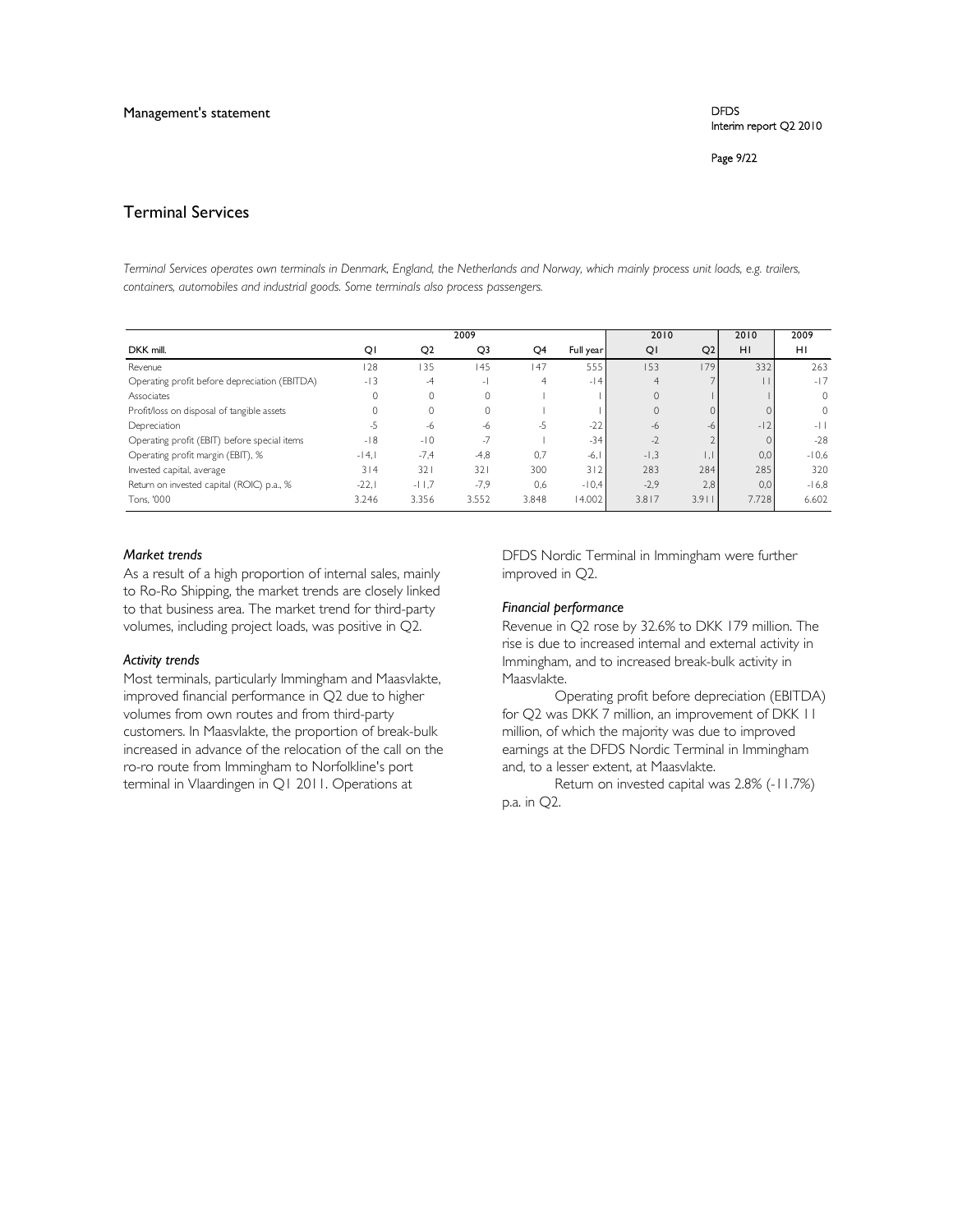## Terminal Services

*Terminal Services operates own terminals in Denmark, England, the Netherlands and Norway, which mainly process unit loads, e.g. trailers, containers, automobiles and industrial goods. Some terminals also process passengers.*

| | 2009 | | | | | 2010 | | 2010 | 2009 |
|---|---|---|---|---|---|---|---|---|---|
| DKK mill. | Q1 | Q2 | Q3 | Q4 | Full year | Q1 | Q2 | H1 | H1 |
| Revenue | 128 | 135 | 145 | 147 | 555 | 153 | 179 | 332 | 263 |
| Operating profit before depreciation (EBITDA) | -13 | -4 | -1 | 4 | -14 | 4 | 7 | 11 | -17 |
| Associates | 0 | 0 | 0 | 1 | 1 | 0 | 1 | 1 | 0 |
| Profit/loss on disposal of tangible assets | 0 | 0 | 0 | 1 | 1 | 0 | 0 | 0 | 0 |
| Depreciation | -5 | -6 | -6 | -5 | -22 | -6 | -6 | -12 | -11 |
| Operating profit (EBIT) before special items | -18 | -10 | -7 | 1 | -34 | -2 | 2 | 0 | -28 |
| Operating profit margin (EBIT), % | -14,1 | -7,4 | -4,8 | 0,7 | -6,1 | -1,3 | 1,1 | 0,0 | -10,6 |
| Invested capital, average | 314 | 321 | 321 | 300 | 312 | 283 | 284 | 285 | 320 |
| Return on invested capital (ROIC) p.a., % | -22,1 | -11,7 | -7,9 | 0,6 | -10,4 | -2,9 | 2,8 | 0,0 | -16,8 |
| Tons, '000 | 3.246 | 3.356 | 3.552 | 3.848 | 14.002 | 3.817 | 3.911 | 7.728 | 6.602 |

### *Market trends*

As a result of a high proportion of internal sales, mainly to Ro-Ro Shipping, the market trends are closely linked to that business area. The market trend for third-party volumes, including project loads, was positive in Q2.

### *Activity trends*

Most terminals, particularly Immingham and Maasvlakte, improved financial performance in Q2 due to higher volumes from own routes and from third-party customers. In Maasvlakte, the proportion of break-bulk increased in advance of the relocation of the call on the ro-ro route from Immingham to Norfolkline's port terminal in Vlaardingen in Q1 2011. Operations at DFDS Nordic Terminal in Immingham were further improved in Q2.

### *Financial performance*

Revenue in Q2 rose by 32.6% to DKK 179 million. The rise is due to increased internal and external activity in Immingham, and to increased break-bulk activity in Maasvlakte.

Operating profit before depreciation (EBITDA) for Q2 was DKK 7 million, an improvement of DKK 11 million, of which the majority was due to improved earnings at the DFDS Nordic Terminal in Immingham and, to a lesser extent, at Maasvlakte.

Return on invested capital was 2.8% (-11.7%) p.a. in Q2.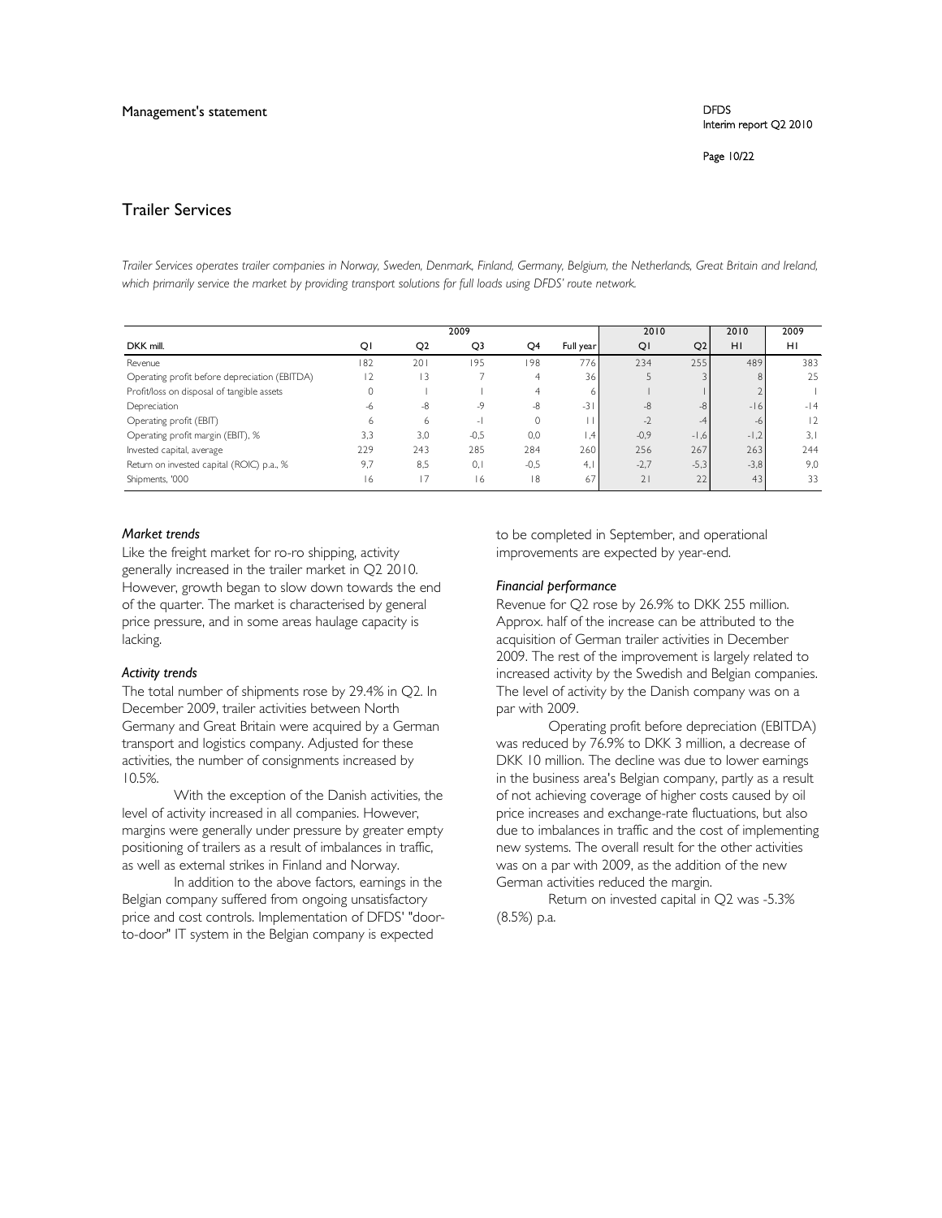# Trailer Services

*Trailer Services operates trailer companies in Norway, Sweden, Denmark, Finland, Germany, Belgium, the Netherlands, Great Britain and Ireland, which primarily service the market by providing transport solutions for full loads using DFDS' route network.*

| | 2009 | | | | | 2010 | | 2010 | 2009 |
|---|---|---|---|---|---|---|---|---|---|
| DKK mill. | Q1 | Q2 | Q3 | Q4 | Full year | Q1 | Q2 | H1 | H1 |
| Revenue | 182 | 201 | 195 | 198 | 776 | 234 | 255 | 489 | 383 |
| Operating profit before depreciation (EBITDA) | 12 | 13 | 7 | 4 | 36 | 5 | 3 | 8 | 25 |
| Profit/loss on disposal of tangible assets | 0 | 1 | 1 | 4 | 6 | 1 | 1 | 2 | 1 |
| Depreciation | -6 | -8 | -9 | -8 | -31 | -8 | -8 | -16 | -14 |
| Operating profit (EBIT) | 6 | 6 | -1 | 0 | 11 | -2 | -4 | -6 | 12 |
| Operating profit margin (EBIT), % | 3,3 | 3,0 | -0,5 | 0,0 | 1,4 | -0,9 | -1,6 | -1,2 | 3,1 |
| Invested capital, average | 229 | 243 | 285 | 284 | 260 | 256 | 267 | 263 | 244 |
| Return on invested capital (ROIC) p.a., % | 9,7 | 8,5 | 0,1 | -0,5 | 4,1 | -2,7 | -5,3 | -3,8 | 9,0 |
| Shipments, '000 | 16 | 17 | 16 | 18 | 67 | 21 | 22 | 43 | 33 |

*Market trends*

Like the freight market for ro-ro shipping, activity generally increased in the trailer market in Q2 2010. However, growth began to slow down towards the end of the quarter. The market is characterised by general price pressure, and in some areas haulage capacity is lacking.

*Activity trends*

The total number of shipments rose by 29.4% in Q2. In December 2009, trailer activities between North Germany and Great Britain were acquired by a German transport and logistics company. Adjusted for these activities, the number of consignments increased by 10.5%.

With the exception of the Danish activities, the level of activity increased in all companies. However, margins were generally under pressure by greater empty positioning of trailers as a result of imbalances in traffic, as well as external strikes in Finland and Norway.

In addition to the above factors, earnings in the Belgian company suffered from ongoing unsatisfactory price and cost controls. Implementation of DFDS' "door-to-door" IT system in the Belgian company is expected to be completed in September, and operational improvements are expected by year-end.

*Financial performance*

Revenue for Q2 rose by 26.9% to DKK 255 million. Approx. half of the increase can be attributed to the acquisition of German trailer activities in December 2009. The rest of the improvement is largely related to increased activity by the Swedish and Belgian companies. The level of activity by the Danish company was on a par with 2009.

Operating profit before depreciation (EBITDA) was reduced by 76.9% to DKK 3 million, a decrease of DKK 10 million. The decline was due to lower earnings in the business area's Belgian company, partly as a result of not achieving coverage of higher costs caused by oil price increases and exchange-rate fluctuations, but also due to imbalances in traffic and the cost of implementing new systems. The overall result for the other activities was on a par with 2009, as the addition of the new German activities reduced the margin.

Return on invested capital in Q2 was -5.3% (8.5%) p.a.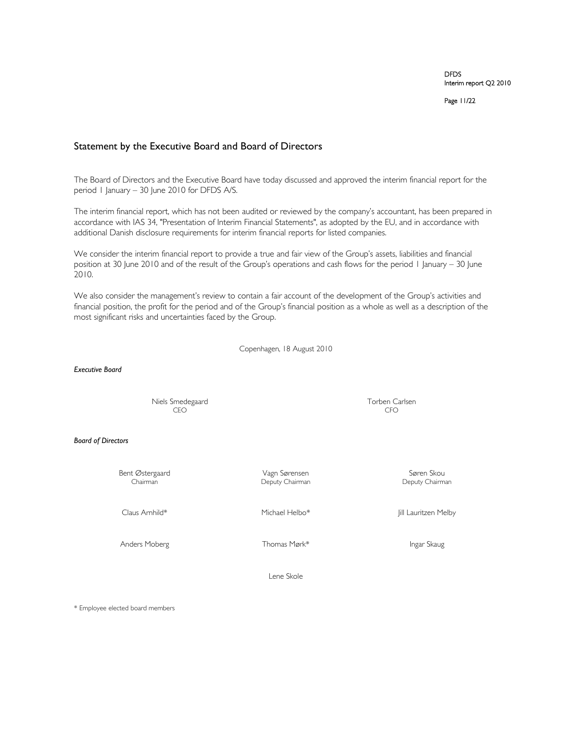## Statement by the Executive Board and Board of Directors

The Board of Directors and the Executive Board have today discussed and approved the interim financial report for the period 1 January – 30 June 2010 for DFDS A/S.

The interim financial report, which has not been audited or reviewed by the company's accountant, has been prepared in accordance with IAS 34, "Presentation of Interim Financial Statements", as adopted by the EU, and in accordance with additional Danish disclosure requirements for interim financial reports for listed companies.

We consider the interim financial report to provide a true and fair view of the Group's assets, liabilities and financial position at 30 June 2010 and of the result of the Group's operations and cash flows for the period 1 January – 30 June 2010.

We also consider the management's review to contain a fair account of the development of the Group's activities and financial position, the profit for the period and of the Group's financial position as a whole as well as a description of the most significant risks and uncertainties faced by the Group.

Copenhagen, 18 August 2010

*Executive Board*

| | |
|---|---|
| Niels Smedegaard<br>CEO | Torben Carlsen<br>CFO |

*Board of Directors*

| | | |
|---|---|---|
| Bent Østergaard<br>Chairman | Vagn Sørensen<br>Deputy Chairman | Søren Skou<br>Deputy Chairman |
| Claus Arnhild* | Michael Helbo* | Jill Lauritzen Melby |
| Anders Moberg | Thomas Mørk* | Ingar Skaug |
| | Lene Skole | |

* Employee elected board members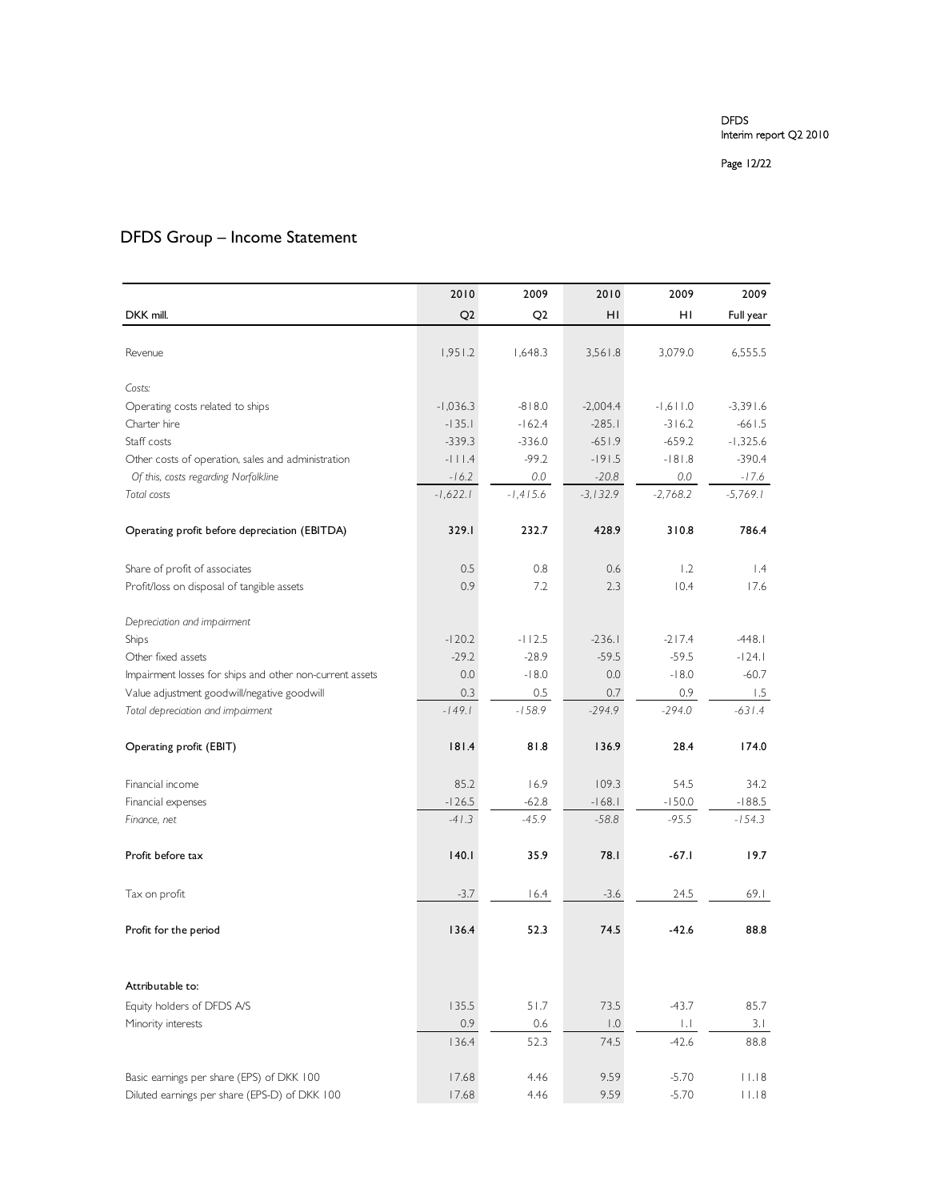## DFDS Group – Income Statement

| DKK mill. | 2010 Q2 | 2009 Q2 | 2010 H1 | 2009 H1 | 2009 Full year |
|---|---|---|---|---|---|
| Revenue | 1,951.2 | 1,648.3 | 3,561.8 | 3,079.0 | 6,555.5 |
| *Costs:* | | | | | |
| Operating costs related to ships | -1,036.3 | -818.0 | -2,004.4 | -1,611.0 | -3,391.6 |
| Charter hire | -135.1 | -162.4 | -285.1 | -316.2 | -661.5 |
| Staff costs | -339.3 | -336.0 | -651.9 | -659.2 | -1,325.6 |
| Other costs of operation, sales and administration | -111.4 | -99.2 | -191.5 | -181.8 | -390.4 |
| *Of this, costs regarding Norfolkline* | *-16.2* | *0.0* | *-20.8* | *0.0* | *-17.6* |
| *Total costs* | *-1,622.1* | *-1,415.6* | *-3,132.9* | *-2,768.2* | *-5,769.1* |
| **Operating profit before depreciation (EBITDA)** | **329.1** | **232.7** | **428.9** | **310.8** | **786.4** |
| Share of profit of associates | 0.5 | 0.8 | 0.6 | 1.2 | 1.4 |
| Profit/loss on disposal of tangible assets | 0.9 | 7.2 | 2.3 | 10.4 | 17.6 |
| *Depreciation and impairment* | | | | | |
| Ships | -120.2 | -112.5 | -236.1 | -217.4 | -448.1 |
| Other fixed assets | -29.2 | -28.9 | -59.5 | -59.5 | -124.1 |
| Impairment losses for ships and other non-current assets | 0.0 | -18.0 | 0.0 | -18.0 | -60.7 |
| Value adjustment goodwill/negative goodwill | 0.3 | 0.5 | 0.7 | 0.9 | 1.5 |
| *Total depreciation and impairment* | *-149.1* | *-158.9* | *-294.9* | *-294.0* | *-631.4* |
| **Operating profit (EBIT)** | **181.4** | **81.8** | **136.9** | **28.4** | **174.0** |
| Financial income | 85.2 | 16.9 | 109.3 | 54.5 | 34.2 |
| Financial expenses | -126.5 | -62.8 | -168.1 | -150.0 | -188.5 |
| *Finance, net* | *-41.3* | *-45.9* | *-58.8* | *-95.5* | *-154.3* |
| **Profit before tax** | **140.1** | **35.9** | **78.1** | **-67.1** | **19.7** |
| Tax on profit | -3.7 | 16.4 | -3.6 | 24.5 | 69.1 |
| **Profit for the period** | **136.4** | **52.3** | **74.5** | **-42.6** | **88.8** |
| **Attributable to:** | | | | | |
| Equity holders of DFDS A/S | 135.5 | 51.7 | 73.5 | -43.7 | 85.7 |
| Minority interests | 0.9 | 0.6 | 1.0 | 1.1 | 3.1 |
| | 136.4 | 52.3 | 74.5 | -42.6 | 88.8 |
| Basic earnings per share (EPS) of DKK 100 | 17.68 | 4.46 | 9.59 | -5.70 | 11.18 |
| Diluted earnings per share (EPS-D) of DKK 100 | 17.68 | 4.46 | 9.59 | -5.70 | 11.18 |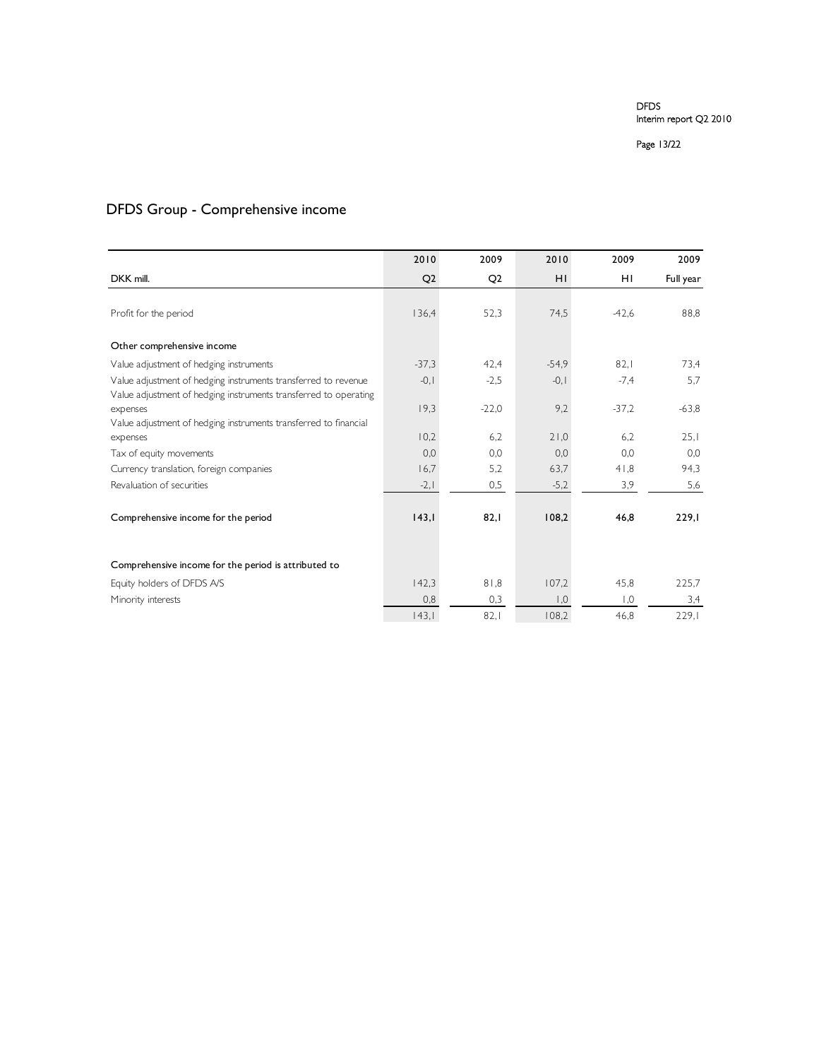# DFDS Group - Comprehensive income

| DKK mill. | 2010 Q2 | 2009 Q2 | 2010 H1 | 2009 H1 | 2009 Full year |
|---|---|---|---|---|---|
| Profit for the period | 136,4 | 52,3 | 74,5 | -42,6 | 88,8 |
| **Other comprehensive income** | | | | | |
| Value adjustment of hedging instruments | -37,3 | 42,4 | -54,9 | 82,1 | 73,4 |
| Value adjustment of hedging instruments transferred to revenue | -0,1 | -2,5 | -0,1 | -7,4 | 5,7 |
| Value adjustment of hedging instruments transferred to operating expenses | 19,3 | -22,0 | 9,2 | -37,2 | -63,8 |
| Value adjustment of hedging instruments transferred to financial expenses | 10,2 | 6,2 | 21,0 | 6,2 | 25,1 |
| Tax of equity movements | 0,0 | 0,0 | 0,0 | 0,0 | 0,0 |
| Currency translation, foreign companies | 16,7 | 5,2 | 63,7 | 41,8 | 94,3 |
| Revaluation of securities | -2,1 | 0,5 | -5,2 | 3,9 | 5,6 |
| **Comprehensive income for the period** | **143,1** | **82,1** | **108,2** | **46,8** | **229,1** |
| **Comprehensive income for the period is attributed to** | | | | | |
| Equity holders of DFDS A/S | 142,3 | 81,8 | 107,2 | 45,8 | 225,7 |
| Minority interests | 0,8 | 0,3 | 1,0 | 1,0 | 3,4 |
| | 143,1 | 82,1 | 108,2 | 46,8 | 229,1 |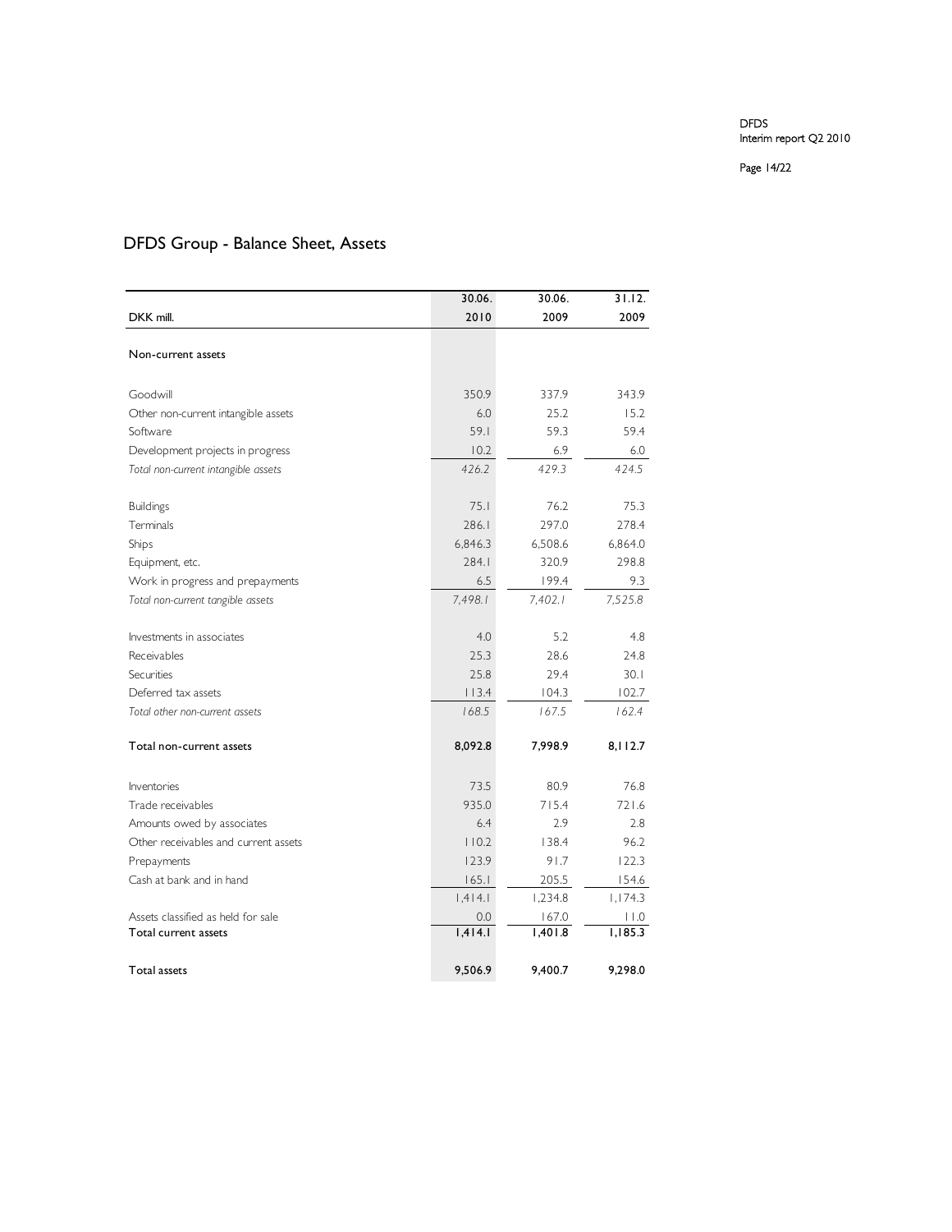# DFDS Group - Balance Sheet, Assets

| DKK mill. | 30.06. 2010 | 30.06. 2009 | 31.12. 2009 |
|---|---|---|---|
| **Non-current assets** | | | |
| Goodwill | 350.9 | 337.9 | 343.9 |
| Other non-current intangible assets | 6.0 | 25.2 | 15.2 |
| Software | 59.1 | 59.3 | 59.4 |
| Development projects in progress | 10.2 | 6.9 | 6.0 |
| *Total non-current intangible assets* | *426.2* | *429.3* | *424.5* |
| Buildings | 75.1 | 76.2 | 75.3 |
| Terminals | 286.1 | 297.0 | 278.4 |
| Ships | 6,846.3 | 6,508.6 | 6,864.0 |
| Equipment, etc. | 284.1 | 320.9 | 298.8 |
| Work in progress and prepayments | 6.5 | 199.4 | 9.3 |
| *Total non-current tangible assets* | *7,498.1* | *7,402.1* | *7,525.8* |
| Investments in associates | 4.0 | 5.2 | 4.8 |
| Receivables | 25.3 | 28.6 | 24.8 |
| Securities | 25.8 | 29.4 | 30.1 |
| Deferred tax assets | 113.4 | 104.3 | 102.7 |
| *Total other non-current assets* | *168.5* | *167.5* | *162.4* |
| **Total non-current assets** | **8,092.8** | **7,998.9** | **8,112.7** |
| Inventories | 73.5 | 80.9 | 76.8 |
| Trade receivables | 935.0 | 715.4 | 721.6 |
| Amounts owed by associates | 6.4 | 2.9 | 2.8 |
| Other receivables and current assets | 110.2 | 138.4 | 96.2 |
| Prepayments | 123.9 | 91.7 | 122.3 |
| Cash at bank and in hand | 165.1 | 205.5 | 154.6 |
| | 1,414.1 | 1,234.8 | 1,174.3 |
| Assets classified as held for sale | 0.0 | 167.0 | 11.0 |
| **Total current assets** | **1,414.1** | **1,401.8** | **1,185.3** |
| **Total assets** | **9,506.9** | **9,400.7** | **9,298.0** |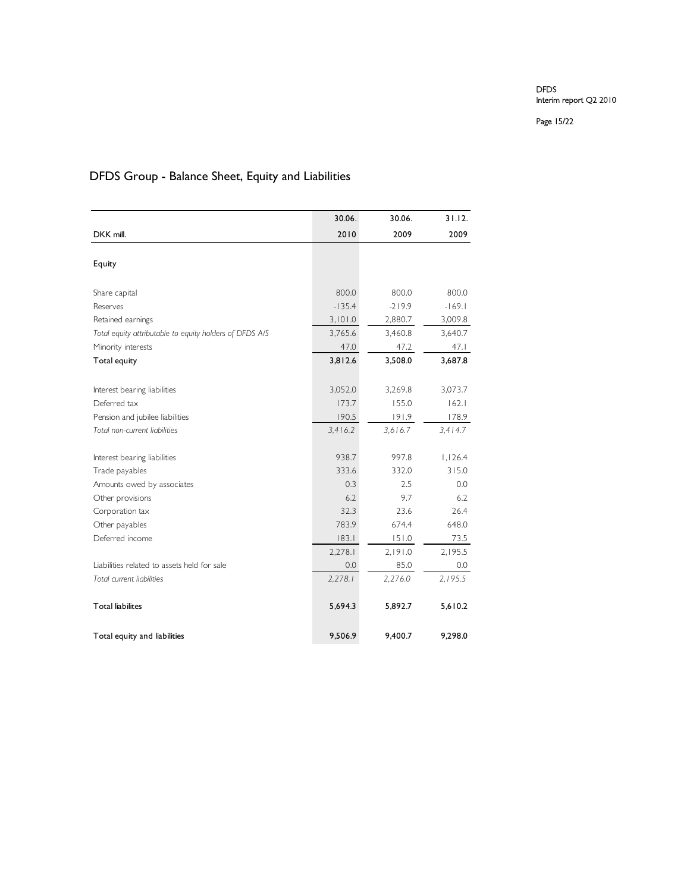# DFDS Group - Balance Sheet, Equity and Liabilities

| DKK mill. | 30.06. 2010 | 30.06. 2009 | 31.12. 2009 |
|---|---|---|---|
| **Equity** | | | |
| Share capital | 800.0 | 800.0 | 800.0 |
| Reserves | -135.4 | -219.9 | -169.1 |
| Retained earnings | 3,101.0 | 2,880.7 | 3,009.8 |
| *Total equity attributable to equity holders of DFDS A/S* | *3,765.6* | *3,460.8* | *3,640.7* |
| Minority interests | 47.0 | 47.2 | 47.1 |
| **Total equity** | **3,812.6** | **3,508.0** | **3,687.8** |
| Interest bearing liabilities | 3,052.0 | 3,269.8 | 3,073.7 |
| Deferred tax | 173.7 | 155.0 | 162.1 |
| Pension and jubilee liabilities | 190.5 | 191.9 | 178.9 |
| *Total non-current liabilities* | *3,416.2* | *3,616.7* | *3,414.7* |
| Interest bearing liabilities | 938.7 | 997.8 | 1,126.4 |
| Trade payables | 333.6 | 332.0 | 315.0 |
| Amounts owed by associates | 0.3 | 2.5 | 0.0 |
| Other provisions | 6.2 | 9.7 | 6.2 |
| Corporation tax | 32.3 | 23.6 | 26.4 |
| Other payables | 783.9 | 674.4 | 648.0 |
| Deferred income | 183.1 | 151.0 | 73.5 |
| | 2,278.1 | 2,191.0 | 2,195.5 |
| Liabilities related to assets held for sale | 0.0 | 85.0 | 0.0 |
| *Total current liabilities* | *2,278.1* | *2,276.0* | *2,195.5* |
| **Total liabilites** | **5,694.3** | **5,892.7** | **5,610.2** |
| **Total equity and liabilities** | **9,506.9** | **9,400.7** | **9,298.0** |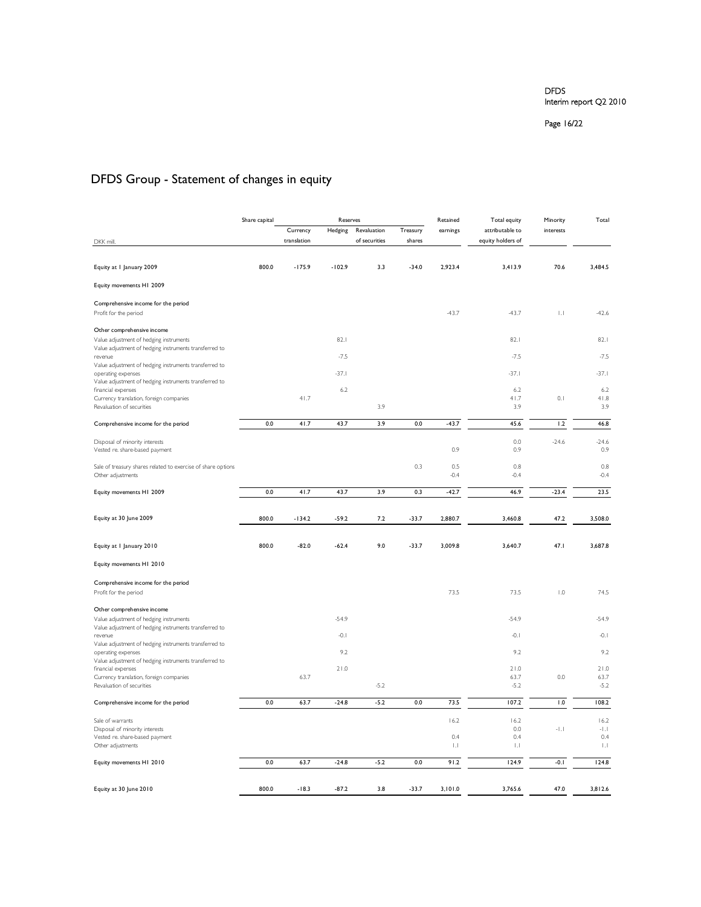# DFDS Group - Statement of changes in equity

| DKK mill. | Share capital | Reserves | | | | Retained earnings | Total equity attributable to equity holders of | Minority interests | Total |
|---|---|---|---|---|---|---|---|---|---|
| | | Currency translation | Hedging | Revaluation of securities | Treasury shares | | | | |
| Equity at 1 January 2009 | 800.0 | -175.9 | -102.9 | 3.3 | -34.0 | 2,923.4 | 3,413.9 | 70.6 | 3,484.5 |
| Equity movements H1 2009 | | | | | | | | | |
| Comprehensive income for the period | | | | | | | | | |
| Profit for the period | | | | | | -43.7 | -43.7 | 1.1 | -42.6 |
| Other comprehensive income | | | | | | | | | |
| Value adjustment of hedging instruments | | | 82.1 | | | | 82.1 | | 82.1 |
| Value adjustment of hedging instruments transferred to revenue | | | -7.5 | | | | -7.5 | | -7.5 |
| Value adjustment of hedging instruments transferred to operating expenses | | | -37.1 | | | | -37.1 | | -37.1 |
| Value adjustment of hedging instruments transferred to financial expenses | | | 6.2 | | | | 6.2 | | 6.2 |
| Currency translation, foreign companies | | 41.7 | | | | | 41.7 | 0.1 | 41.8 |
| Revaluation of securities | | | | 3.9 | | | 3.9 | | 3.9 |
| Comprehensive income for the period | 0.0 | 41.7 | 43.7 | 3.9 | 0.0 | -43.7 | 45.6 | 1.2 | 46.8 |
| Disposal of minority interests | | | | | | | 0.0 | -24.6 | -24.6 |
| Vested re. share-based payment | | | | | | 0.9 | 0.9 | | 0.9 |
| Sale of treasury shares related to exercise of share options | | | | | 0.3 | 0.5 | 0.8 | | 0.8 |
| Other adjustments | | | | | | -0.4 | -0.4 | | -0.4 |
| Equity movements H1 2009 | 0.0 | 41.7 | 43.7 | 3.9 | 0.3 | -42.7 | 46.9 | -23.4 | 23.5 |
| Equity at 30 June 2009 | 800.0 | -134.2 | -59.2 | 7.2 | -33.7 | 2,880.7 | 3,460.8 | 47.2 | 3,508.0 |
| Equity at 1 January 2010 | 800.0 | -82.0 | -62.4 | 9.0 | -33.7 | 3,009.8 | 3,640.7 | 47.1 | 3,687.8 |
| Equity movements H1 2010 | | | | | | | | | |
| Comprehensive income for the period | | | | | | | | | |
| Profit for the period | | | | | | 73.5 | 73.5 | 1.0 | 74.5 |
| Other comprehensive income | | | | | | | | | |
| Value adjustment of hedging instruments | | | -54.9 | | | | -54.9 | | -54.9 |
| Value adjustment of hedging instruments transferred to revenue | | | -0.1 | | | | -0.1 | | -0.1 |
| Value adjustment of hedging instruments transferred to operating expenses | | | 9.2 | | | | 9.2 | | 9.2 |
| Value adjustment of hedging instruments transferred to financial expenses | | | 21.0 | | | | 21.0 | | 21.0 |
| Currency translation, foreign companies | | 63.7 | | | | | 63.7 | 0.0 | 63.7 |
| Revaluation of securities | | | | -5.2 | | | -5.2 | | -5.2 |
| Comprehensive income for the period | 0.0 | 63.7 | -24.8 | -5.2 | 0.0 | 73.5 | 107.2 | 1.0 | 108.2 |
| Sale of warrants | | | | | | 16.2 | 16.2 | | 16.2 |
| Disposal of minority interests | | | | | | | 0.0 | -1.1 | -1.1 |
| Vested re. share-based payment | | | | | | 0.4 | 0.4 | | 0.4 |
| Other adjustments | | | | | | 1.1 | 1.1 | | 1.1 |
| Equity movements H1 2010 | 0.0 | 63.7 | -24.8 | -5.2 | 0.0 | 91.2 | 124.9 | -0.1 | 124.8 |
| Equity at 30 June 2010 | 800.0 | -18.3 | -87.2 | 3.8 | -33.7 | 3,101.0 | 3,765.6 | 47.0 | 3,812.6 |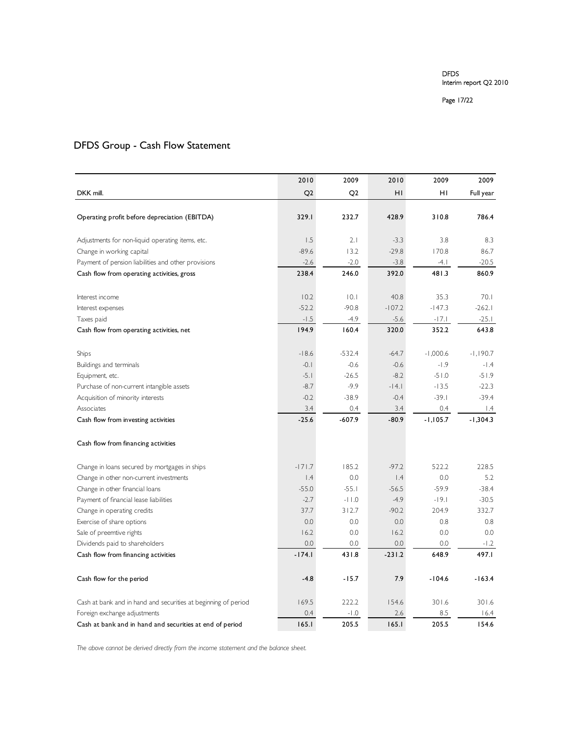## DFDS Group - Cash Flow Statement

| DKK mill. | 2010 Q2 | 2009 Q2 | 2010 H1 | 2009 H1 | 2009 Full year |
|---|---|---|---|---|---|
| **Operating profit before depreciation (EBITDA)** | **329.1** | **232.7** | **428.9** | **310.8** | **786.4** |
| Adjustments for non-liquid operating items, etc. | 1.5 | 2.1 | -3.3 | 3.8 | 8.3 |
| Change in working capital | -89.6 | 13.2 | -29.8 | 170.8 | 86.7 |
| Payment of pension liabilities and other provisions | -2.6 | -2.0 | -3.8 | -4.1 | -20.5 |
| **Cash flow from operating activities, gross** | **238.4** | **246.0** | **392.0** | **481.3** | **860.9** |
| Interest income | 10.2 | 10.1 | 40.8 | 35.3 | 70.1 |
| Interest expenses | -52.2 | -90.8 | -107.2 | -147.3 | -262.1 |
| Taxes paid | -1.5 | -4.9 | -5.6 | -17.1 | -25.1 |
| **Cash flow from operating activities, net** | **194.9** | **160.4** | **320.0** | **352.2** | **643.8** |
| Ships | -18.6 | -532.4 | -64.7 | -1,000.6 | -1,190.7 |
| Buildings and terminals | -0.1 | -0.6 | -0.6 | -1.9 | -1.4 |
| Equipment, etc. | -5.1 | -26.5 | -8.2 | -51.0 | -51.9 |
| Purchase of non-current intangible assets | -8.7 | -9.9 | -14.1 | -13.5 | -22.3 |
| Acquisition of minority interests | -0.2 | -38.9 | -0.4 | -39.1 | -39.4 |
| Associates | 3.4 | 0.4 | 3.4 | 0.4 | 1.4 |
| **Cash flow from investing activities** | **-25.6** | **-607.9** | **-80.9** | **-1,105.7** | **-1,304.3** |
| Cash flow from financing activities | | | | | |
| Change in loans secured by mortgages in ships | -171.7 | 185.2 | -97.2 | 522.2 | 228.5 |
| Change in other non-current investments | 1.4 | 0.0 | 1.4 | 0.0 | 5.2 |
| Change in other financial loans | -55.0 | -55.1 | -56.5 | -59.9 | -38.4 |
| Payment of financial lease liabilities | -2.7 | -11.0 | -4.9 | -19.1 | -30.5 |
| Change in operating credits | 37.7 | 312.7 | -90.2 | 204.9 | 332.7 |
| Exercise of share options | 0.0 | 0.0 | 0.0 | 0.8 | 0.8 |
| Sale of preemtive rights | 16.2 | 0.0 | 16.2 | 0.0 | 0.0 |
| Dividends paid to shareholders | 0.0 | 0.0 | 0.0 | 0.0 | -1.2 |
| **Cash flow from financing activities** | **-174.1** | **431.8** | **-231.2** | **648.9** | **497.1** |
| **Cash flow for the period** | **-4.8** | **-15.7** | **7.9** | **-104.6** | **-163.4** |
| Cash at bank and in hand and securities at beginning of period | 169.5 | 222.2 | 154.6 | 301.6 | 301.6 |
| Foreign exchange adjustments | 0.4 | -1.0 | 2.6 | 8.5 | 16.4 |
| **Cash at bank and in hand and securities at end of period** | **165.1** | **205.5** | **165.1** | **205.5** | **154.6** |

*The above cannot be derived directly from the income statement and the balance sheet.*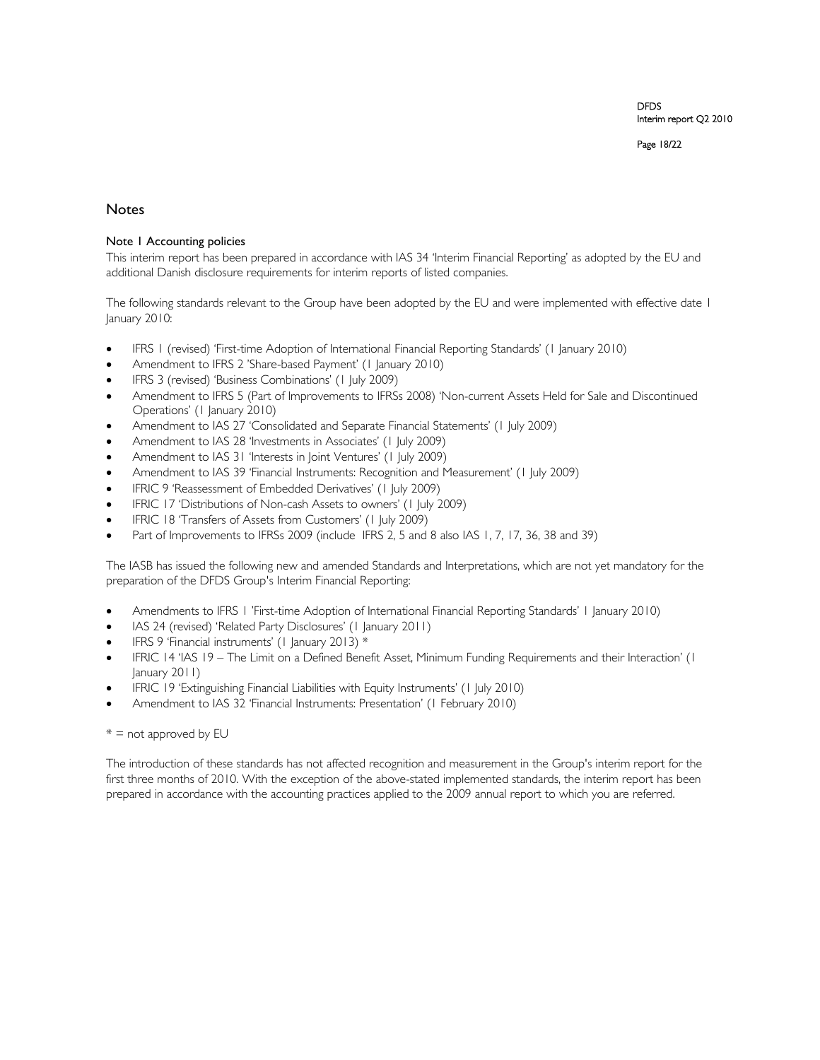# Notes

## Note 1 Accounting policies

This interim report has been prepared in accordance with IAS 34 'Interim Financial Reporting' as adopted by the EU and additional Danish disclosure requirements for interim reports of listed companies.

The following standards relevant to the Group have been adopted by the EU and were implemented with effective date 1 January 2010:

- IFRS 1 (revised) 'First-time Adoption of International Financial Reporting Standards' (1 January 2010)
- Amendment to IFRS 2 'Share-based Payment' (1 January 2010)
- IFRS 3 (revised) 'Business Combinations' (1 July 2009)
- Amendment to IFRS 5 (Part of Improvements to IFRSs 2008) 'Non-current Assets Held for Sale and Discontinued Operations' (1 January 2010)
- Amendment to IAS 27 'Consolidated and Separate Financial Statements' (1 July 2009)
- Amendment to IAS 28 'Investments in Associates' (1 July 2009)
- Amendment to IAS 31 'Interests in Joint Ventures' (1 July 2009)
- Amendment to IAS 39 'Financial Instruments: Recognition and Measurement' (1 July 2009)
- IFRIC 9 'Reassessment of Embedded Derivatives' (1 July 2009)
- IFRIC 17 'Distributions of Non-cash Assets to owners' (1 July 2009)
- IFRIC 18 'Transfers of Assets from Customers' (1 July 2009)
- Part of Improvements to IFRSs 2009 (include IFRS 2, 5 and 8 also IAS 1, 7, 17, 36, 38 and 39)

The IASB has issued the following new and amended Standards and Interpretations, which are not yet mandatory for the preparation of the DFDS Group's Interim Financial Reporting:

- Amendments to IFRS 1 'First-time Adoption of International Financial Reporting Standards' 1 January 2010)
- IAS 24 (revised) 'Related Party Disclosures' (1 January 2011)
- IFRS 9 'Financial instruments' (1 January 2013) *
- IFRIC 14 'IAS 19 – The Limit on a Defined Benefit Asset, Minimum Funding Requirements and their Interaction' (1 January 2011)
- IFRIC 19 'Extinguishing Financial Liabilities with Equity Instruments' (1 July 2010)
- Amendment to IAS 32 'Financial Instruments: Presentation' (1 February 2010)

* = not approved by EU

The introduction of these standards has not affected recognition and measurement in the Group's interim report for the first three months of 2010. With the exception of the above-stated implemented standards, the interim report has been prepared in accordance with the accounting practices applied to the 2009 annual report to which you are referred.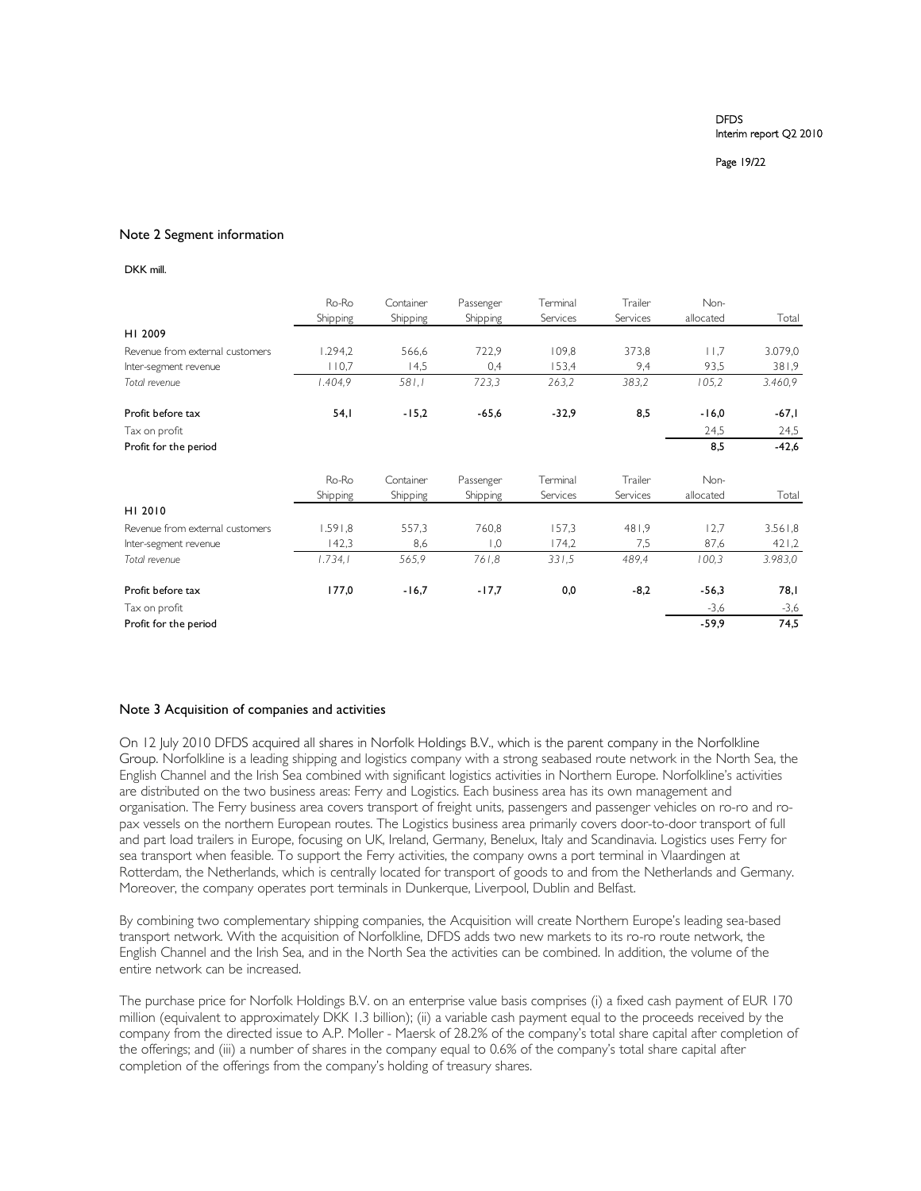## Note 2 Segment information

DKK mill.

| | Ro-Ro Shipping | Container Shipping | Passenger Shipping | Terminal Services | Trailer Services | Non-allocated | Total |
|---|---|---|---|---|---|---|---|
| **H1 2009** | | | | | | | |
| Revenue from external customers | 1.294,2 | 566,6 | 722,9 | 109,8 | 373,8 | 11,7 | 3.079,0 |
| Inter-segment revenue | 110,7 | 14,5 | 0,4 | 153,4 | 9,4 | 93,5 | 381,9 |
| *Total revenue* | *1.404,9* | *581,1* | *723,3* | *263,2* | *383,2* | *105,2* | *3.460,9* |
| **Profit before tax** | **54,1** | **-15,2** | **-65,6** | **-32,9** | **8,5** | **-16,0** | **-67,1** |
| Tax on profit | | | | | | 24,5 | 24,5 |
| **Profit for the period** | | | | | | **8,5** | **-42,6** |

| | Ro-Ro Shipping | Container Shipping | Passenger Shipping | Terminal Services | Trailer Services | Non-allocated | Total |
|---|---|---|---|---|---|---|---|
| **H1 2010** | | | | | | | |
| Revenue from external customers | 1.591,8 | 557,3 | 760,8 | 157,3 | 481,9 | 12,7 | 3.561,8 |
| Inter-segment revenue | 142,3 | 8,6 | 1,0 | 174,2 | 7,5 | 87,6 | 421,2 |
| *Total revenue* | *1.734,1* | *565,9* | *761,8* | *331,5* | *489,4* | *100,3* | *3.983,0* |
| **Profit before tax** | **177,0** | **-16,7** | **-17,7** | **0,0** | **-8,2** | **-56,3** | **78,1** |
| Tax on profit | | | | | | -3,6 | -3,6 |
| **Profit for the period** | | | | | | **-59,9** | **74,5** |

## Note 3 Acquisition of companies and activities

On 12 July 2010 DFDS acquired all shares in Norfolk Holdings B.V., which is the parent company in the Norfolkline Group. Norfolkline is a leading shipping and logistics company with a strong seabased route network in the North Sea, the English Channel and the Irish Sea combined with significant logistics activities in Northern Europe. Norfolkline's activities are distributed on the two business areas: Ferry and Logistics. Each business area has its own management and organisation. The Ferry business area covers transport of freight units, passengers and passenger vehicles on ro-ro and ro-pax vessels on the northern European routes. The Logistics business area primarily covers door-to-door transport of full and part load trailers in Europe, focusing on UK, Ireland, Germany, Benelux, Italy and Scandinavia. Logistics uses Ferry for sea transport when feasible. To support the Ferry activities, the company owns a port terminal in Vlaardingen at Rotterdam, the Netherlands, which is centrally located for transport of goods to and from the Netherlands and Germany. Moreover, the company operates port terminals in Dunkerque, Liverpool, Dublin and Belfast.

By combining two complementary shipping companies, the Acquisition will create Northern Europe's leading sea-based transport network. With the acquisition of Norfolkline, DFDS adds two new markets to its ro-ro route network, the English Channel and the Irish Sea, and in the North Sea the activities can be combined. In addition, the volume of the entire network can be increased.

The purchase price for Norfolk Holdings B.V. on an enterprise value basis comprises (i) a fixed cash payment of EUR 170 million (equivalent to approximately DKK 1.3 billion); (ii) a variable cash payment equal to the proceeds received by the company from the directed issue to A.P. Moller - Maersk of 28.2% of the company's total share capital after completion of the offerings; and (iii) a number of shares in the company equal to 0.6% of the company's total share capital after completion of the offerings from the company's holding of treasury shares.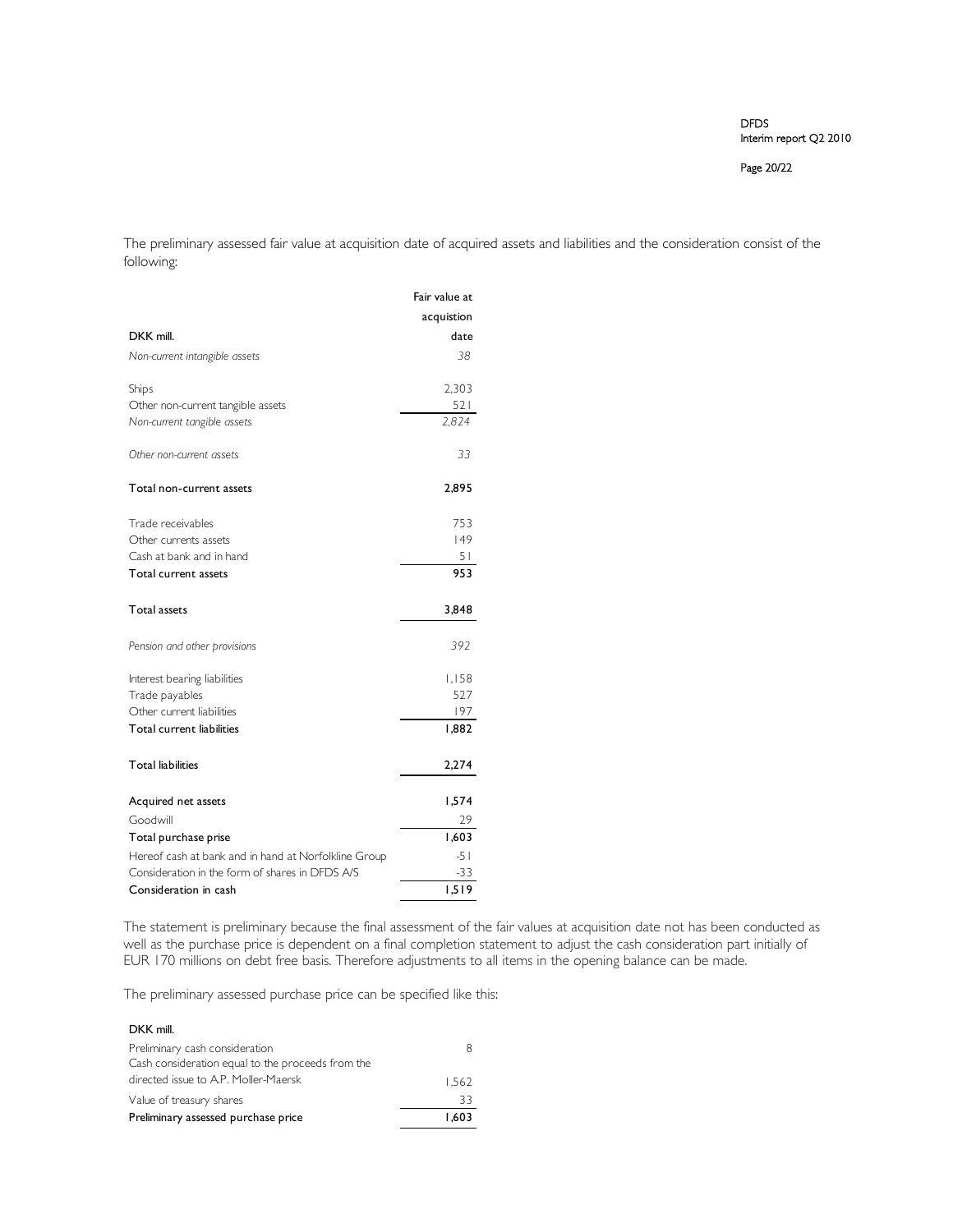The preliminary assessed fair value at acquisition date of acquired assets and liabilities and the consideration consist of the following:

| DKK mill. | Fair value at acquistion date |
|---|---|
| *Non-current intangible assets* | *38* |
| | |
| Ships | 2,303 |
| Other non-current tangible assets | 521 |
| *Non-current tangible assets* | *2,824* |
| | |
| *Other non-current assets* | *33* |
| | |
| **Total non-current assets** | **2,895** |
| | |
| Trade receivables | 753 |
| Other currents assets | 149 |
| Cash at bank and in hand | 51 |
| **Total current assets** | **953** |
| | |
| **Total assets** | **3,848** |
| | |
| *Pension and other provisions* | *392* |
| | |
| Interest bearing liabilities | 1,158 |
| Trade payables | 527 |
| Other current liabilities | 197 |
| **Total current liabilities** | **1,882** |
| | |
| **Total liabilities** | **2,274** |
| | |
| **Acquired net assets** | **1,574** |
| Goodwill | 29 |
| **Total purchase prise** | **1,603** |
| Hereof cash at bank and in hand at Norfolkline Group | -51 |
| Consideration in the form of shares in DFDS A/S | -33 |
| **Consideration in cash** | **1,519** |

The statement is preliminary because the final assessment of the fair values at acquisition date not has been conducted as well as the purchase price is dependent on a final completion statement to adjust the cash consideration part initially of EUR 170 millions on debt free basis. Therefore adjustments to all items in the opening balance can be made.

The preliminary assessed purchase price can be specified like this:

| DKK mill. | |
|---|---|
| Preliminary cash consideration | 8 |
| Cash consideration equal to the proceeds from the directed issue to A.P. Moller-Maersk | 1,562 |
| Value of treasury shares | 33 |
| **Preliminary assessed purchase price** | **1,603** |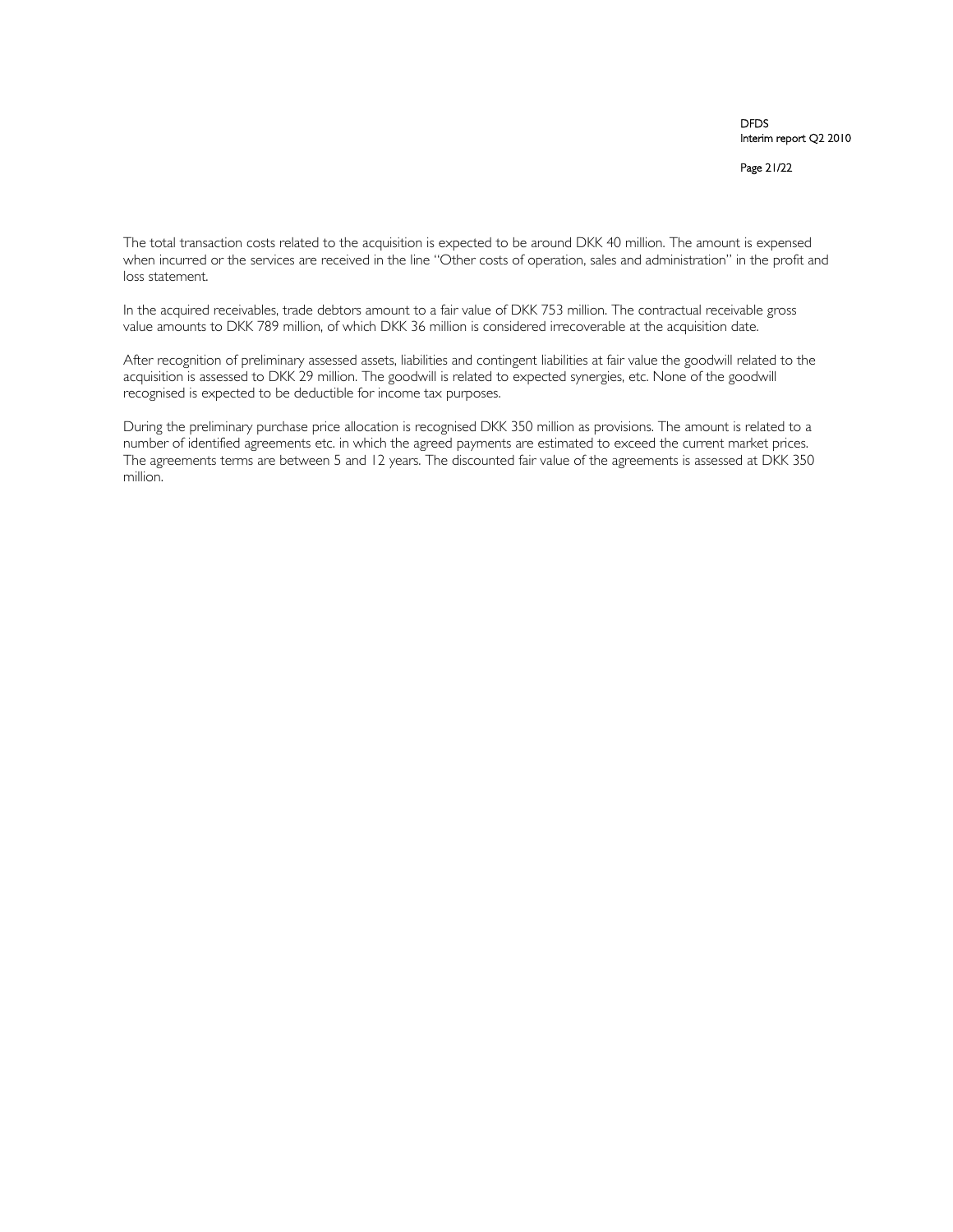The total transaction costs related to the acquisition is expected to be around DKK 40 million. The amount is expensed when incurred or the services are received in the line "Other costs of operation, sales and administration" in the profit and loss statement.

In the acquired receivables, trade debtors amount to a fair value of DKK 753 million. The contractual receivable gross value amounts to DKK 789 million, of which DKK 36 million is considered irrecoverable at the acquisition date.

After recognition of preliminary assessed assets, liabilities and contingent liabilities at fair value the goodwill related to the acquisition is assessed to DKK 29 million. The goodwill is related to expected synergies, etc. None of the goodwill recognised is expected to be deductible for income tax purposes.

During the preliminary purchase price allocation is recognised DKK 350 million as provisions. The amount is related to a number of identified agreements etc. in which the agreed payments are estimated to exceed the current market prices. The agreements terms are between 5 and 12 years. The discounted fair value of the agreements is assessed at DKK 350 million.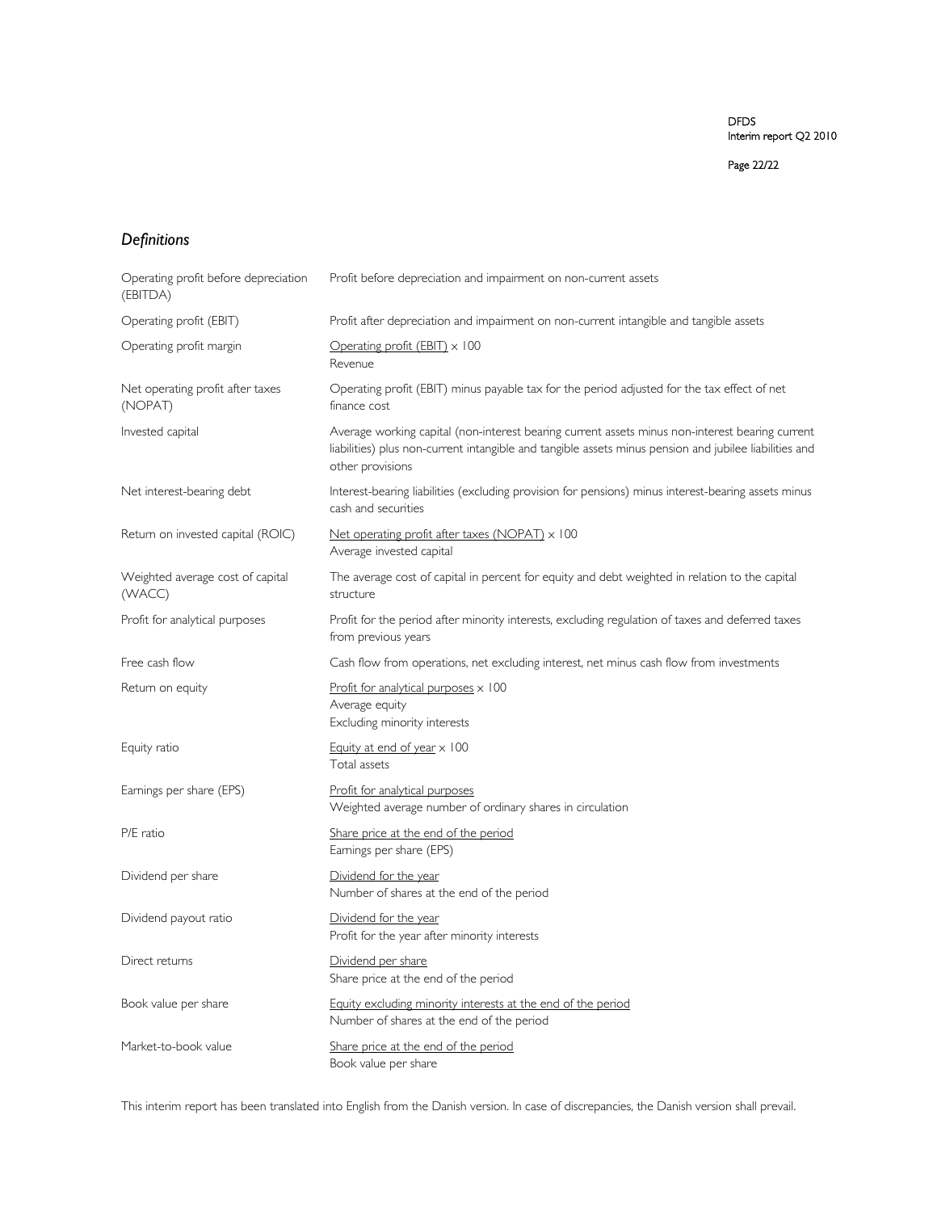## *Definitions*

| | |
|---|---|
| Operating profit before depreciation (EBITDA) | Profit before depreciation and impairment on non-current assets |
| Operating profit (EBIT) | Profit after depreciation and impairment on non-current intangible and tangible assets |
| Operating profit margin | $\frac{\text{Operating profit (EBIT)} \times 100}{\text{Revenue}}$ |
| Net operating profit after taxes (NOPAT) | Operating profit (EBIT) minus payable tax for the period adjusted for the tax effect of net finance cost |
| Invested capital | Average working capital (non-interest bearing current assets minus non-interest bearing current liabilities) plus non-current intangible and tangible assets minus pension and jubilee liabilities and other provisions |
| Net interest-bearing debt | Interest-bearing liabilities (excluding provision for pensions) minus interest-bearing assets minus cash and securities |
| Return on invested capital (ROIC) | $\frac{\text{Net operating profit after taxes (NOPAT)} \times 100}{\text{Average invested capital}}$ |
| Weighted average cost of capital (WACC) | The average cost of capital in percent for equity and debt weighted in relation to the capital structure |
| Profit for analytical purposes | Profit for the period after minority interests, excluding regulation of taxes and deferred taxes from previous years |
| Free cash flow | Cash flow from operations, net excluding interest, net minus cash flow from investments |
| Return on equity | $\frac{\text{Profit for analytical purposes} \times 100}{\text{Average equity}}$ Excluding minority interests |
| Equity ratio | $\frac{\text{Equity at end of year} \times 100}{\text{Total assets}}$ |
| Earnings per share (EPS) | $\frac{\text{Profit for analytical purposes}}{\text{Weighted average number of ordinary shares in circulation}}$ |
| P/E ratio | $\frac{\text{Share price at the end of the period}}{\text{Earnings per share (EPS)}}$ |
| Dividend per share | $\frac{\text{Dividend for the year}}{\text{Number of shares at the end of the period}}$ |
| Dividend payout ratio | $\frac{\text{Dividend for the year}}{\text{Profit for the year after minority interests}}$ |
| Direct returns | $\frac{\text{Dividend per share}}{\text{Share price at the end of the period}}$ |
| Book value per share | $\frac{\text{Equity excluding minority interests at the end of the period}}{\text{Number of shares at the end of the period}}$ |
| Market-to-book value | $\frac{\text{Share price at the end of the period}}{\text{Book value per share}}$ |

This interim report has been translated into English from the Danish version. In case of discrepancies, the Danish version shall prevail.